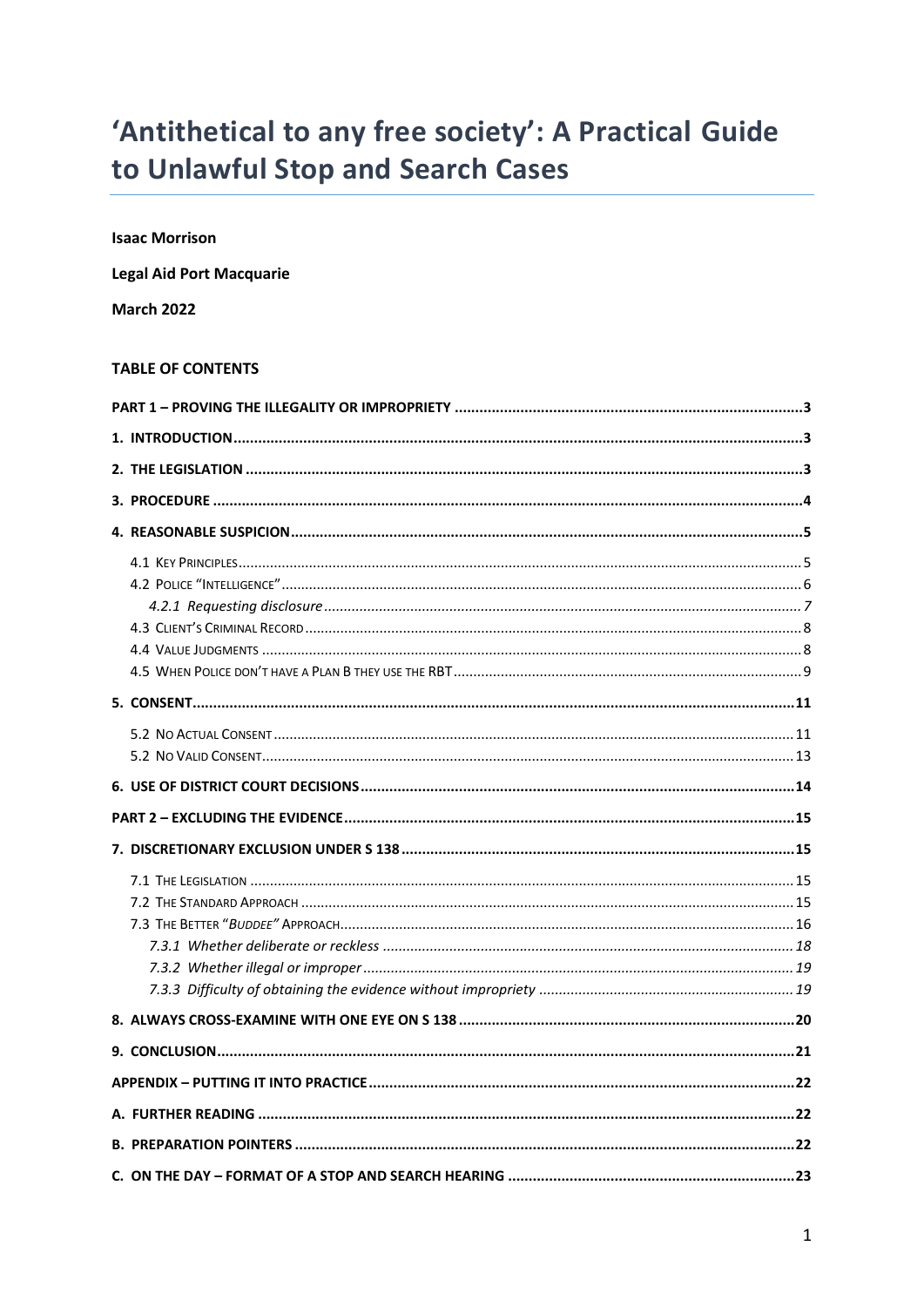# 'Antithetical to any free society': A Practical Guide to Unlawful Stop and Search Cases

**Isaac Morrison**

**Legal Aid Port Macquarie**

**March 2022**

**TABLE OF CONTENTS**

**PART 1 – PROVING THE ILLEGALITY OR IMPROPRIETY** ..... 3

**1. INTRODUCTION** ..... 3

**2. THE LEGISLATION** ..... 3

**3. PROCEDURE** ..... 4

**4. REASONABLE SUSPICION** ..... 5

- 4.1 Key Principles ..... 5
- 4.2 Police "Intelligence" ..... 6
  - *4.2.1 Requesting disclosure* ..... 7
- 4.3 Client's Criminal Record ..... 8
- 4.4 Value Judgments ..... 8
- 4.5 When Police don't have a Plan B they use the RBT ..... 9

**5. CONSENT** ..... 11

- 5.2 No Actual Consent ..... 11
- 5.2 No Valid Consent ..... 13

**6. USE OF DISTRICT COURT DECISIONS** ..... 14

**PART 2 – EXCLUDING THE EVIDENCE** ..... 15

**7. DISCRETIONARY EXCLUSION UNDER S 138** ..... 15

- 7.1 The Legislation ..... 15
- 7.2 The Standard Approach ..... 15
- 7.3 The Better "*Buddee*" Approach ..... 16
  - *7.3.1 Whether deliberate or reckless* ..... 18
  - *7.3.2 Whether illegal or improper* ..... 19
  - *7.3.3 Difficulty of obtaining the evidence without impropriety* ..... 19

**8. ALWAYS CROSS-EXAMINE WITH ONE EYE ON S 138** ..... 20

**9. CONCLUSION** ..... 21

**APPENDIX – PUTTING IT INTO PRACTICE** ..... 22

**A. FURTHER READING** ..... 22

**B. PREPARATION POINTERS** ..... 22

**C. ON THE DAY – FORMAT OF A STOP AND SEARCH HEARING** ..... 23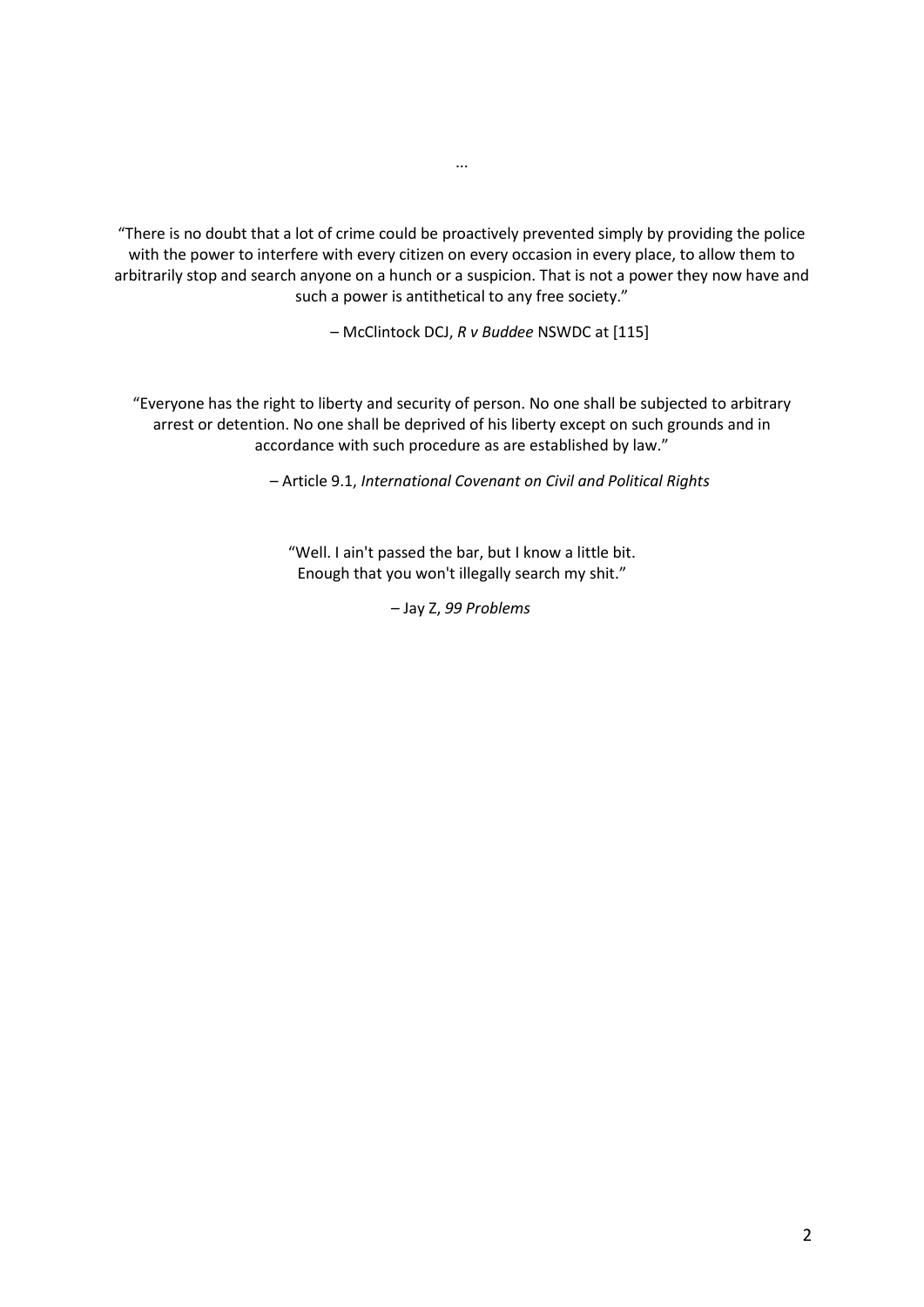…

“There is no doubt that a lot of crime could be proactively prevented simply by providing the police with the power to interfere with every citizen on every occasion in every place, to allow them to arbitrarily stop and search anyone on a hunch or a suspicion. That is not a power they now have and such a power is antithetical to any free society.”

– McClintock DCJ, *R v Buddee* NSWDC at [115]

“Everyone has the right to liberty and security of person. No one shall be subjected to arbitrary arrest or detention. No one shall be deprived of his liberty except on such grounds and in accordance with such procedure as are established by law.”

– Article 9.1, *International Covenant on Civil and Political Rights*

“Well. I ain't passed the bar, but I know a little bit.
Enough that you won't illegally search my shit.”

– Jay Z, *99 Problems*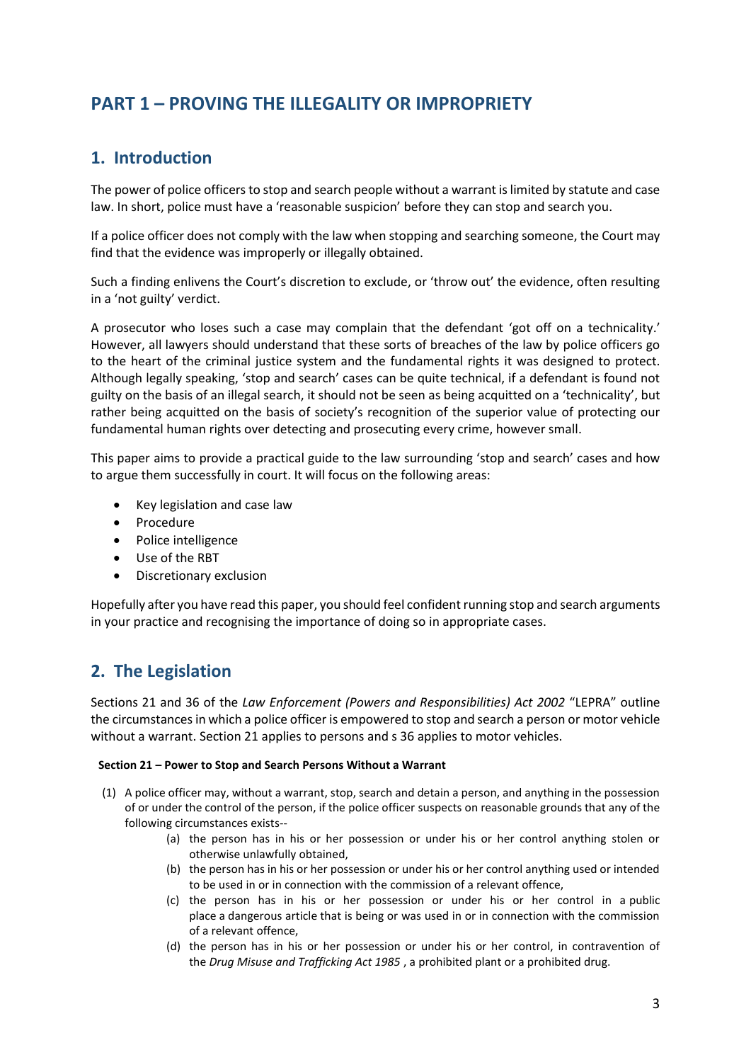# PART 1 – PROVING THE ILLEGALITY OR IMPROPRIETY

## 1. Introduction

The power of police officers to stop and search people without a warrant is limited by statute and case law. In short, police must have a 'reasonable suspicion' before they can stop and search you.

If a police officer does not comply with the law when stopping and searching someone, the Court may find that the evidence was improperly or illegally obtained.

Such a finding enlivens the Court's discretion to exclude, or 'throw out' the evidence, often resulting in a 'not guilty' verdict.

A prosecutor who loses such a case may complain that the defendant 'got off on a technicality.' However, all lawyers should understand that these sorts of breaches of the law by police officers go to the heart of the criminal justice system and the fundamental rights it was designed to protect. Although legally speaking, 'stop and search' cases can be quite technical, if a defendant is found not guilty on the basis of an illegal search, it should not be seen as being acquitted on a 'technicality', but rather being acquitted on the basis of society's recognition of the superior value of protecting our fundamental human rights over detecting and prosecuting every crime, however small.

This paper aims to provide a practical guide to the law surrounding 'stop and search' cases and how to argue them successfully in court. It will focus on the following areas:

- Key legislation and case law
- Procedure
- Police intelligence
- Use of the RBT
- Discretionary exclusion

Hopefully after you have read this paper, you should feel confident running stop and search arguments in your practice and recognising the importance of doing so in appropriate cases.

## 2. The Legislation

Sections 21 and 36 of the *Law Enforcement (Powers and Responsibilities) Act 2002* "LEPRA" outline the circumstances in which a police officer is empowered to stop and search a person or motor vehicle without a warrant. Section 21 applies to persons and s 36 applies to motor vehicles.

**Section 21 – Power to Stop and Search Persons Without a Warrant**

(1) A police officer may, without a warrant, stop, search and detain a person, and anything in the possession of or under the control of the person, if the police officer suspects on reasonable grounds that any of the following circumstances exists--

   (a) the person has in his or her possession or under his or her control anything stolen or otherwise unlawfully obtained,

   (b) the person has in his or her possession or under his or her control anything used or intended to be used in or in connection with the commission of a relevant offence,

   (c) the person has in his or her possession or under his or her control in a public place a dangerous article that is being or was used in or in connection with the commission of a relevant offence,

   (d) the person has in his or her possession or under his or her control, in contravention of the *Drug Misuse and Trafficking Act 1985* , a prohibited plant or a prohibited drug.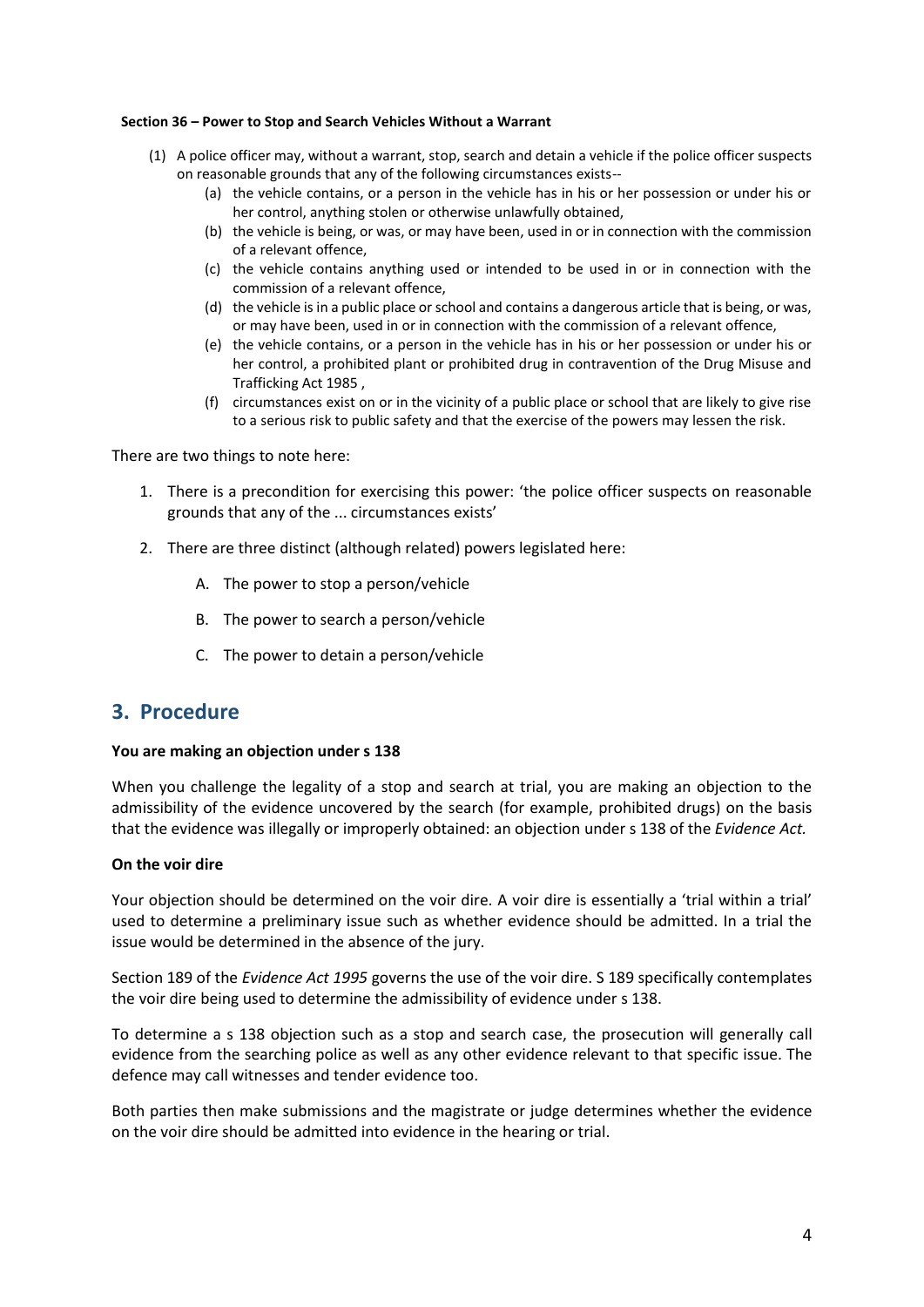**Section 36 – Power to Stop and Search Vehicles Without a Warrant**

(1) A police officer may, without a warrant, stop, search and detain a vehicle if the police officer suspects on reasonable grounds that any of the following circumstances exists--

(a) the vehicle contains, or a person in the vehicle has in his or her possession or under his or her control, anything stolen or otherwise unlawfully obtained,

(b) the vehicle is being, or was, or may have been, used in or in connection with the commission of a relevant offence,

(c) the vehicle contains anything used or intended to be used in or in connection with the commission of a relevant offence,

(d) the vehicle is in a public place or school and contains a dangerous article that is being, or was, or may have been, used in or in connection with the commission of a relevant offence,

(e) the vehicle contains, or a person in the vehicle has in his or her possession or under his or her control, a prohibited plant or prohibited drug in contravention of the Drug Misuse and Trafficking Act 1985 ,

(f) circumstances exist on or in the vicinity of a public place or school that are likely to give rise to a serious risk to public safety and that the exercise of the powers may lessen the risk.

There are two things to note here:

1. There is a precondition for exercising this power: 'the police officer suspects on reasonable grounds that any of the ... circumstances exists'

2. There are three distinct (although related) powers legislated here:

   A. The power to stop a person/vehicle

   B. The power to search a person/vehicle

   C. The power to detain a person/vehicle

## 3. Procedure

**You are making an objection under s 138**

When you challenge the legality of a stop and search at trial, you are making an objection to the admissibility of the evidence uncovered by the search (for example, prohibited drugs) on the basis that the evidence was illegally or improperly obtained: an objection under s 138 of the *Evidence Act.*

**On the voir dire**

Your objection should be determined on the voir dire. A voir dire is essentially a 'trial within a trial' used to determine a preliminary issue such as whether evidence should be admitted. In a trial the issue would be determined in the absence of the jury.

Section 189 of the *Evidence Act 1995* governs the use of the voir dire. S 189 specifically contemplates the voir dire being used to determine the admissibility of evidence under s 138.

To determine a s 138 objection such as a stop and search case, the prosecution will generally call evidence from the searching police as well as any other evidence relevant to that specific issue. The defence may call witnesses and tender evidence too.

Both parties then make submissions and the magistrate or judge determines whether the evidence on the voir dire should be admitted into evidence in the hearing or trial.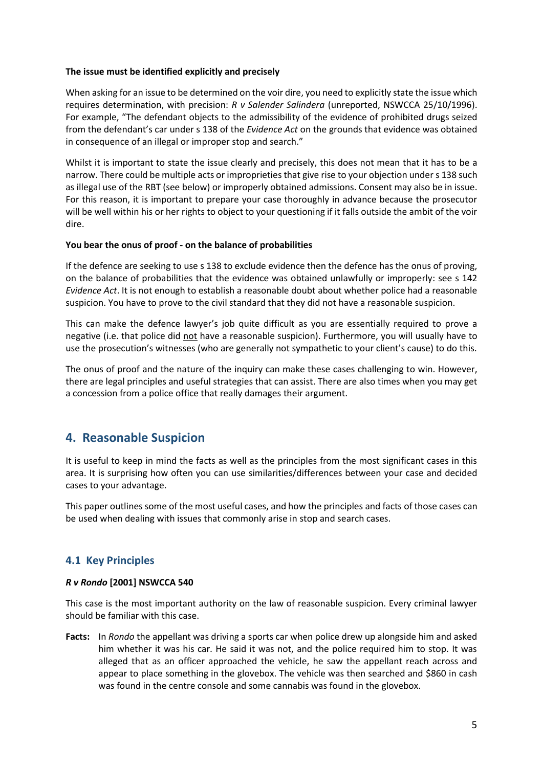**The issue must be identified explicitly and precisely**

When asking for an issue to be determined on the voir dire, you need to explicitly state the issue which requires determination, with precision: *R v Salender Salindera* (unreported, NSWCCA 25/10/1996). For example, "The defendant objects to the admissibility of the evidence of prohibited drugs seized from the defendant's car under s 138 of the *Evidence Act* on the grounds that evidence was obtained in consequence of an illegal or improper stop and search."

Whilst it is important to state the issue clearly and precisely, this does not mean that it has to be a narrow. There could be multiple acts or improprieties that give rise to your objection under s 138 such as illegal use of the RBT (see below) or improperly obtained admissions. Consent may also be in issue. For this reason, it is important to prepare your case thoroughly in advance because the prosecutor will be well within his or her rights to object to your questioning if it falls outside the ambit of the voir dire.

**You bear the onus of proof - on the balance of probabilities**

If the defence are seeking to use s 138 to exclude evidence then the defence has the onus of proving, on the balance of probabilities that the evidence was obtained unlawfully or improperly: see s 142 *Evidence Act*. It is not enough to establish a reasonable doubt about whether police had a reasonable suspicion. You have to prove to the civil standard that they did not have a reasonable suspicion.

This can make the defence lawyer's job quite difficult as you are essentially required to prove a negative (i.e. that police did <u>not</u> have a reasonable suspicion). Furthermore, you will usually have to use the prosecution's witnesses (who are generally not sympathetic to your client's cause) to do this.

The onus of proof and the nature of the inquiry can make these cases challenging to win. However, there are legal principles and useful strategies that can assist. There are also times when you may get a concession from a police office that really damages their argument.

## 4. Reasonable Suspicion

It is useful to keep in mind the facts as well as the principles from the most significant cases in this area. It is surprising how often you can use similarities/differences between your case and decided cases to your advantage.

This paper outlines some of the most useful cases, and how the principles and facts of those cases can be used when dealing with issues that commonly arise in stop and search cases.

### 4.1 Key Principles

***R v Rondo* [2001] NSWCCA 540**

This case is the most important authority on the law of reasonable suspicion. Every criminal lawyer should be familiar with this case.

**Facts:** In *Rondo* the appellant was driving a sports car when police drew up alongside him and asked him whether it was his car. He said it was not, and the police required him to stop. It was alleged that as an officer approached the vehicle, he saw the appellant reach across and appear to place something in the glovebox. The vehicle was then searched and $860 in cash was found in the centre console and some cannabis was found in the glovebox.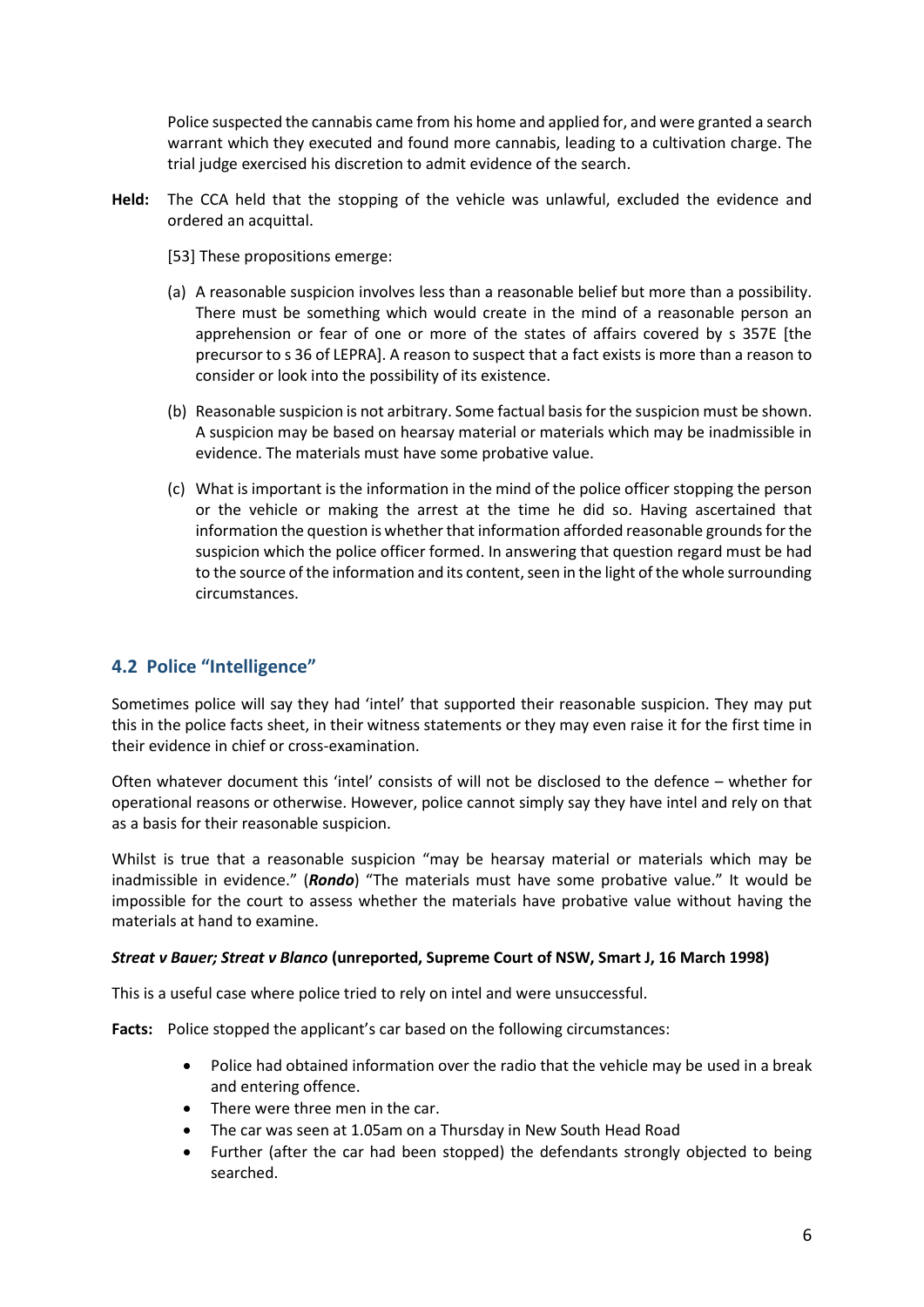Police suspected the cannabis came from his home and applied for, and were granted a search warrant which they executed and found more cannabis, leading to a cultivation charge. The trial judge exercised his discretion to admit evidence of the search.

**Held:** The CCA held that the stopping of the vehicle was unlawful, excluded the evidence and ordered an acquittal.

[53] These propositions emerge:

(a) A reasonable suspicion involves less than a reasonable belief but more than a possibility. There must be something which would create in the mind of a reasonable person an apprehension or fear of one or more of the states of affairs covered by s 357E [the precursor to s 36 of LEPRA]. A reason to suspect that a fact exists is more than a reason to consider or look into the possibility of its existence.

(b) Reasonable suspicion is not arbitrary. Some factual basis for the suspicion must be shown. A suspicion may be based on hearsay material or materials which may be inadmissible in evidence. The materials must have some probative value.

(c) What is important is the information in the mind of the police officer stopping the person or the vehicle or making the arrest at the time he did so. Having ascertained that information the question is whether that information afforded reasonable grounds for the suspicion which the police officer formed. In answering that question regard must be had to the source of the information and its content, seen in the light of the whole surrounding circumstances.

## 4.2 Police "Intelligence"

Sometimes police will say they had 'intel' that supported their reasonable suspicion. They may put this in the police facts sheet, in their witness statements or they may even raise it for the first time in their evidence in chief or cross-examination.

Often whatever document this 'intel' consists of will not be disclosed to the defence – whether for operational reasons or otherwise. However, police cannot simply say they have intel and rely on that as a basis for their reasonable suspicion.

Whilst is true that a reasonable suspicion "may be hearsay material or materials which may be inadmissible in evidence." (***Rondo***) "The materials must have some probative value." It would be impossible for the court to assess whether the materials have probative value without having the materials at hand to examine.

#### ***Streat v Bauer; Streat v Blanco*** **(unreported, Supreme Court of NSW, Smart J, 16 March 1998)**

This is a useful case where police tried to rely on intel and were unsuccessful.

**Facts:** Police stopped the applicant's car based on the following circumstances:

- Police had obtained information over the radio that the vehicle may be used in a break and entering offence.
- There were three men in the car.
- The car was seen at 1.05am on a Thursday in New South Head Road
- Further (after the car had been stopped) the defendants strongly objected to being searched.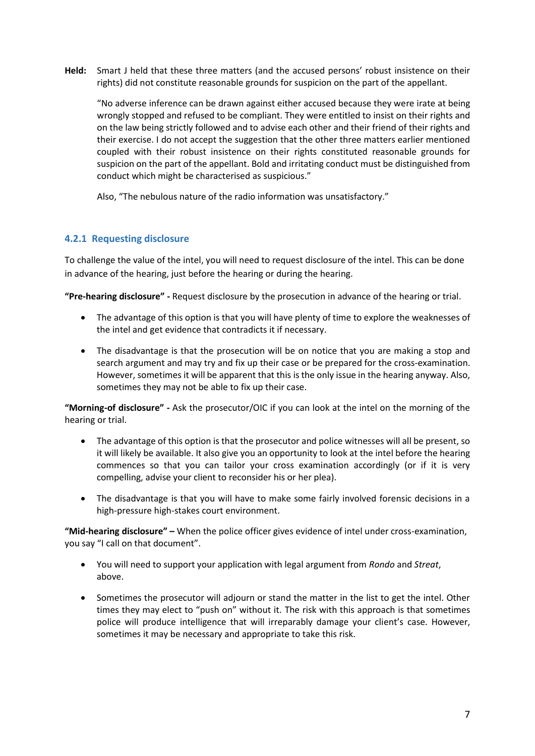**Held:** Smart J held that these three matters (and the accused persons' robust insistence on their rights) did not constitute reasonable grounds for suspicion on the part of the appellant.

"No adverse inference can be drawn against either accused because they were irate at being wrongly stopped and refused to be compliant. They were entitled to insist on their rights and on the law being strictly followed and to advise each other and their friend of their rights and their exercise. I do not accept the suggestion that the other three matters earlier mentioned coupled with their robust insistence on their rights constituted reasonable grounds for suspicion on the part of the appellant. Bold and irritating conduct must be distinguished from conduct which might be characterised as suspicious."

Also, "The nebulous nature of the radio information was unsatisfactory."

### 4.2.1 Requesting disclosure

To challenge the value of the intel, you will need to request disclosure of the intel. This can be done in advance of the hearing, just before the hearing or during the hearing.

**"Pre-hearing disclosure" -** Request disclosure by the prosecution in advance of the hearing or trial.

- The advantage of this option is that you will have plenty of time to explore the weaknesses of the intel and get evidence that contradicts it if necessary.
- The disadvantage is that the prosecution will be on notice that you are making a stop and search argument and may try and fix up their case or be prepared for the cross-examination. However, sometimes it will be apparent that this is the only issue in the hearing anyway. Also, sometimes they may not be able to fix up their case.

**"Morning-of disclosure" -** Ask the prosecutor/OIC if you can look at the intel on the morning of the hearing or trial.

- The advantage of this option is that the prosecutor and police witnesses will all be present, so it will likely be available. It also give you an opportunity to look at the intel before the hearing commences so that you can tailor your cross examination accordingly (or if it is very compelling, advise your client to reconsider his or her plea).
- The disadvantage is that you will have to make some fairly involved forensic decisions in a high-pressure high-stakes court environment.

**"Mid-hearing disclosure" –** When the police officer gives evidence of intel under cross-examination, you say "I call on that document".

- You will need to support your application with legal argument from *Rondo* and *Streat*, above.
- Sometimes the prosecutor will adjourn or stand the matter in the list to get the intel. Other times they may elect to "push on" without it. The risk with this approach is that sometimes police will produce intelligence that will irreparably damage your client's case. However, sometimes it may be necessary and appropriate to take this risk.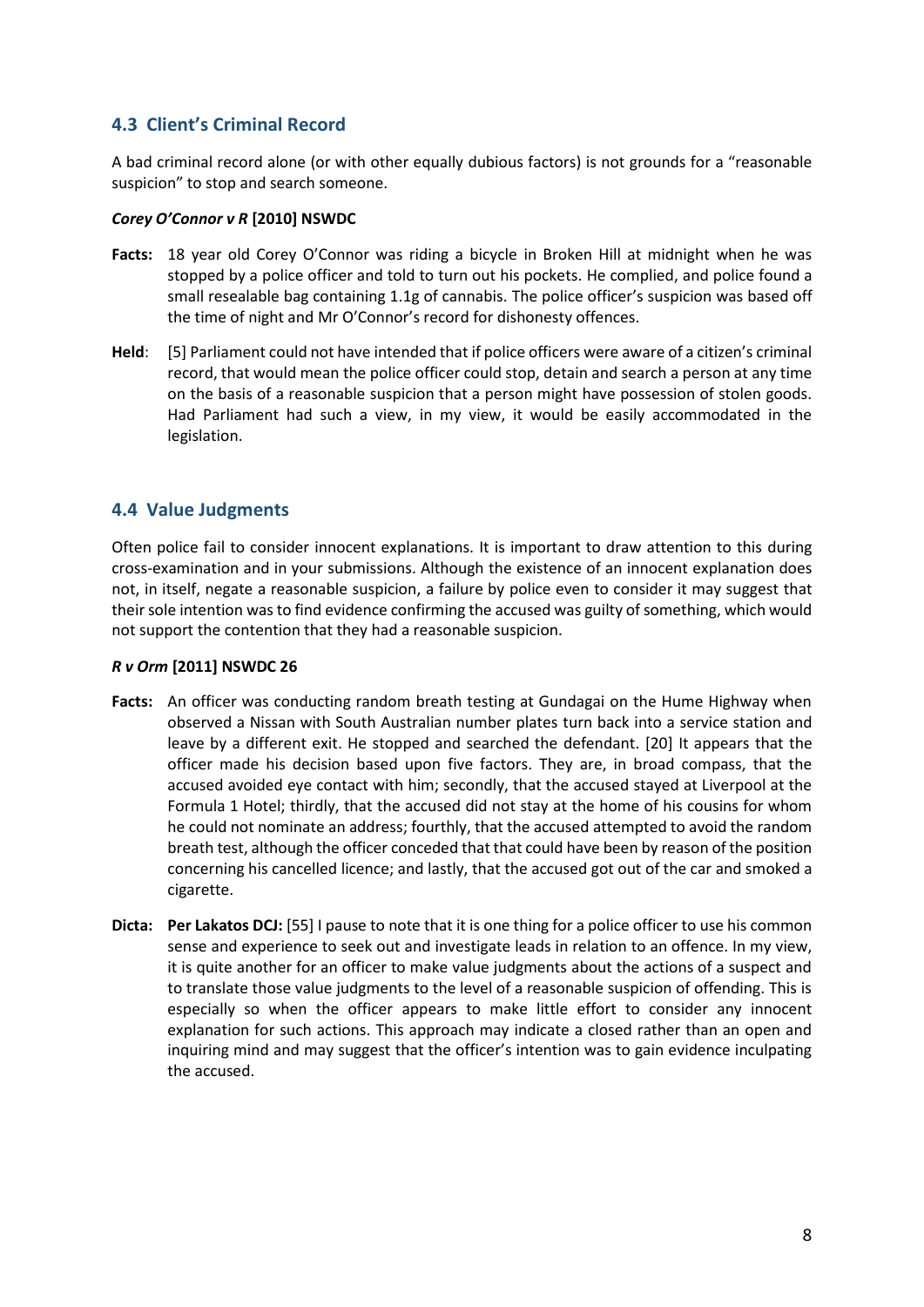## 4.3 Client's Criminal Record

A bad criminal record alone (or with other equally dubious factors) is not grounds for a "reasonable suspicion" to stop and search someone.

#### *Corey O'Connor v R* [2010] NSWDC

**Facts:** 18 year old Corey O'Connor was riding a bicycle in Broken Hill at midnight when he was stopped by a police officer and told to turn out his pockets. He complied, and police found a small resealable bag containing 1.1g of cannabis. The police officer's suspicion was based off the time of night and Mr O'Connor's record for dishonesty offences.

**Held**: [5] Parliament could not have intended that if police officers were aware of a citizen's criminal record, that would mean the police officer could stop, detain and search a person at any time on the basis of a reasonable suspicion that a person might have possession of stolen goods. Had Parliament had such a view, in my view, it would be easily accommodated in the legislation.

## 4.4 Value Judgments

Often police fail to consider innocent explanations. It is important to draw attention to this during cross-examination and in your submissions. Although the existence of an innocent explanation does not, in itself, negate a reasonable suspicion, a failure by police even to consider it may suggest that their sole intention was to find evidence confirming the accused was guilty of something, which would not support the contention that they had a reasonable suspicion.

#### *R v Orm* [2011] NSWDC 26

**Facts:** An officer was conducting random breath testing at Gundagai on the Hume Highway when observed a Nissan with South Australian number plates turn back into a service station and leave by a different exit. He stopped and searched the defendant. [20] It appears that the officer made his decision based upon five factors. They are, in broad compass, that the accused avoided eye contact with him; secondly, that the accused stayed at Liverpool at the Formula 1 Hotel; thirdly, that the accused did not stay at the home of his cousins for whom he could not nominate an address; fourthly, that the accused attempted to avoid the random breath test, although the officer conceded that that could have been by reason of the position concerning his cancelled licence; and lastly, that the accused got out of the car and smoked a cigarette.

**Dicta:** **Per Lakatos DCJ:** [55] I pause to note that it is one thing for a police officer to use his common sense and experience to seek out and investigate leads in relation to an offence. In my view, it is quite another for an officer to make value judgments about the actions of a suspect and to translate those value judgments to the level of a reasonable suspicion of offending. This is especially so when the officer appears to make little effort to consider any innocent explanation for such actions. This approach may indicate a closed rather than an open and inquiring mind and may suggest that the officer's intention was to gain evidence inculpating the accused.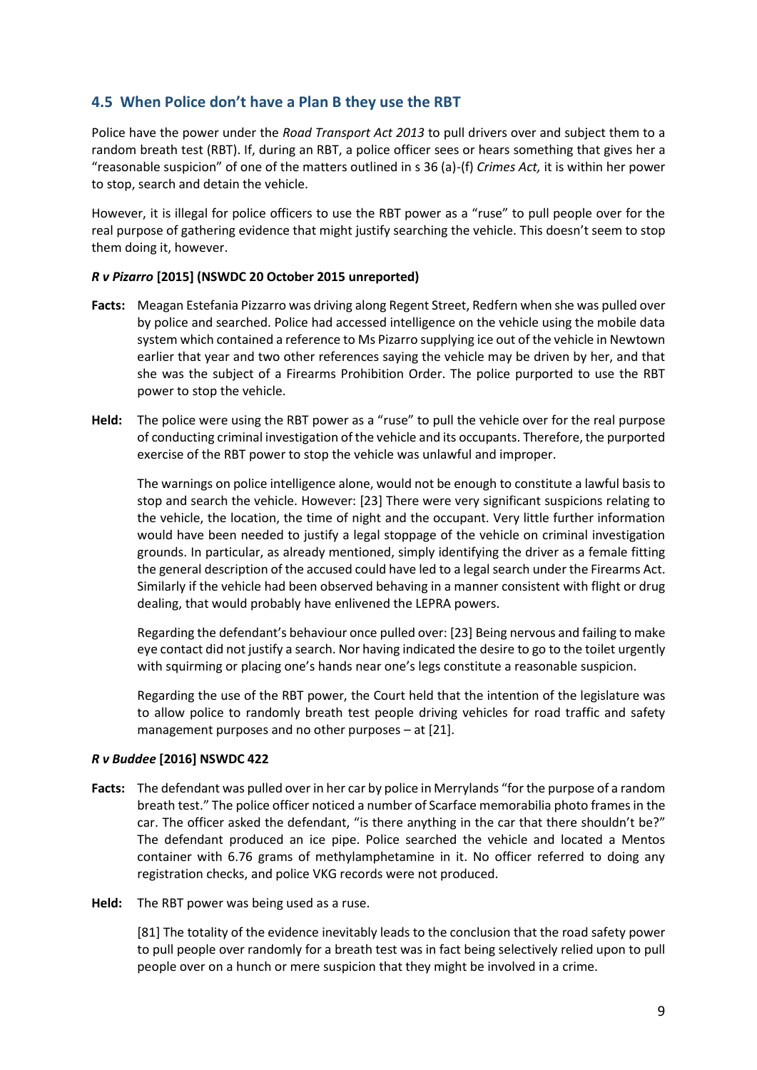## 4.5 When Police don't have a Plan B they use the RBT

Police have the power under the *Road Transport Act 2013* to pull drivers over and subject them to a random breath test (RBT). If, during an RBT, a police officer sees or hears something that gives her a "reasonable suspicion" of one of the matters outlined in s 36 (a)-(f) *Crimes Act,* it is within her power to stop, search and detain the vehicle.

However, it is illegal for police officers to use the RBT power as a "ruse" to pull people over for the real purpose of gathering evidence that might justify searching the vehicle. This doesn't seem to stop them doing it, however.

#### *R v Pizarro* [2015] (NSWDC 20 October 2015 unreported)

**Facts:** Meagan Estefania Pizzarro was driving along Regent Street, Redfern when she was pulled over by police and searched. Police had accessed intelligence on the vehicle using the mobile data system which contained a reference to Ms Pizarro supplying ice out of the vehicle in Newtown earlier that year and two other references saying the vehicle may be driven by her, and that she was the subject of a Firearms Prohibition Order. The police purported to use the RBT power to stop the vehicle.

**Held:** The police were using the RBT power as a "ruse" to pull the vehicle over for the real purpose of conducting criminal investigation of the vehicle and its occupants. Therefore, the purported exercise of the RBT power to stop the vehicle was unlawful and improper.

The warnings on police intelligence alone, would not be enough to constitute a lawful basis to stop and search the vehicle. However: [23] There were very significant suspicions relating to the vehicle, the location, the time of night and the occupant. Very little further information would have been needed to justify a legal stoppage of the vehicle on criminal investigation grounds. In particular, as already mentioned, simply identifying the driver as a female fitting the general description of the accused could have led to a legal search under the Firearms Act. Similarly if the vehicle had been observed behaving in a manner consistent with flight or drug dealing, that would probably have enlivened the LEPRA powers.

Regarding the defendant's behaviour once pulled over: [23] Being nervous and failing to make eye contact did not justify a search. Nor having indicated the desire to go to the toilet urgently with squirming or placing one's hands near one's legs constitute a reasonable suspicion.

Regarding the use of the RBT power, the Court held that the intention of the legislature was to allow police to randomly breath test people driving vehicles for road traffic and safety management purposes and no other purposes – at [21].

#### *R v Buddee* [2016] NSWDC 422

**Facts:** The defendant was pulled over in her car by police in Merrylands "for the purpose of a random breath test." The police officer noticed a number of Scarface memorabilia photo frames in the car. The officer asked the defendant, "is there anything in the car that there shouldn't be?" The defendant produced an ice pipe. Police searched the vehicle and located a Mentos container with 6.76 grams of methylamphetamine in it. No officer referred to doing any registration checks, and police VKG records were not produced.

**Held:** The RBT power was being used as a ruse.

[81] The totality of the evidence inevitably leads to the conclusion that the road safety power to pull people over randomly for a breath test was in fact being selectively relied upon to pull people over on a hunch or mere suspicion that they might be involved in a crime.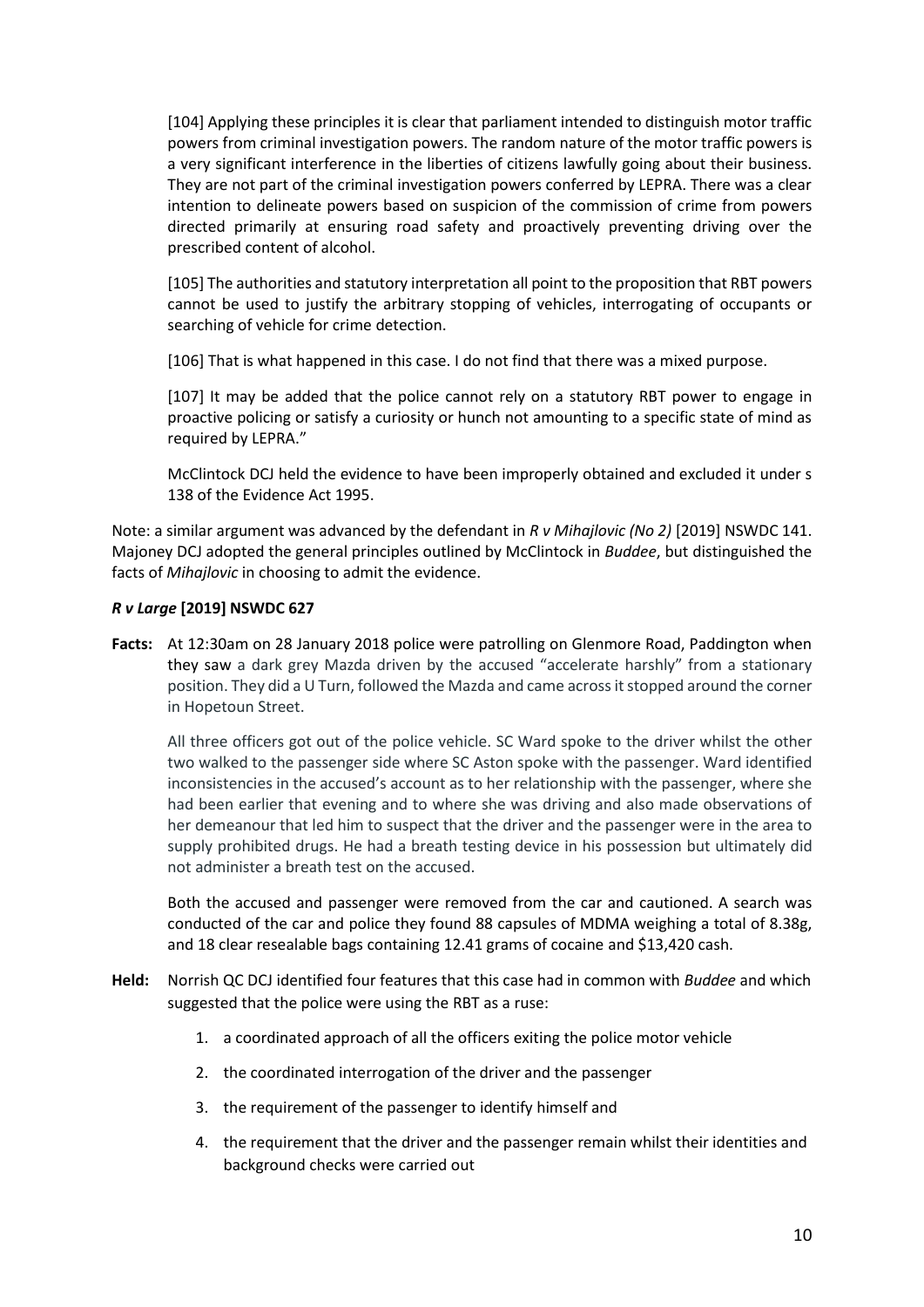[104] Applying these principles it is clear that parliament intended to distinguish motor traffic powers from criminal investigation powers. The random nature of the motor traffic powers is a very significant interference in the liberties of citizens lawfully going about their business. They are not part of the criminal investigation powers conferred by LEPRA. There was a clear intention to delineate powers based on suspicion of the commission of crime from powers directed primarily at ensuring road safety and proactively preventing driving over the prescribed content of alcohol.

[105] The authorities and statutory interpretation all point to the proposition that RBT powers cannot be used to justify the arbitrary stopping of vehicles, interrogating of occupants or searching of vehicle for crime detection.

[106] That is what happened in this case. I do not find that there was a mixed purpose.

[107] It may be added that the police cannot rely on a statutory RBT power to engage in proactive policing or satisfy a curiosity or hunch not amounting to a specific state of mind as required by LEPRA."

McClintock DCJ held the evidence to have been improperly obtained and excluded it under s 138 of the Evidence Act 1995.

Note: a similar argument was advanced by the defendant in *R v Mihajlovic (No 2)* [2019] NSWDC 141. Majoney DCJ adopted the general principles outlined by McClintock in *Buddee*, but distinguished the facts of *Mihajlovic* in choosing to admit the evidence.

### *R v Large* [2019] NSWDC 627

**Facts:** At 12:30am on 28 January 2018 police were patrolling on Glenmore Road, Paddington when they saw a dark grey Mazda driven by the accused "accelerate harshly" from a stationary position. They did a U Turn, followed the Mazda and came across it stopped around the corner in Hopetoun Street.

All three officers got out of the police vehicle. SC Ward spoke to the driver whilst the other two walked to the passenger side where SC Aston spoke with the passenger. Ward identified inconsistencies in the accused's account as to her relationship with the passenger, where she had been earlier that evening and to where she was driving and also made observations of her demeanour that led him to suspect that the driver and the passenger were in the area to supply prohibited drugs. He had a breath testing device in his possession but ultimately did not administer a breath test on the accused.

Both the accused and passenger were removed from the car and cautioned. A search was conducted of the car and police they found 88 capsules of MDMA weighing a total of 8.38g, and 18 clear resealable bags containing 12.41 grams of cocaine and $13,420 cash.

**Held:** Norrish QC DCJ identified four features that this case had in common with *Buddee* and which suggested that the police were using the RBT as a ruse:

1. a coordinated approach of all the officers exiting the police motor vehicle
2. the coordinated interrogation of the driver and the passenger
3. the requirement of the passenger to identify himself and
4. the requirement that the driver and the passenger remain whilst their identities and background checks were carried out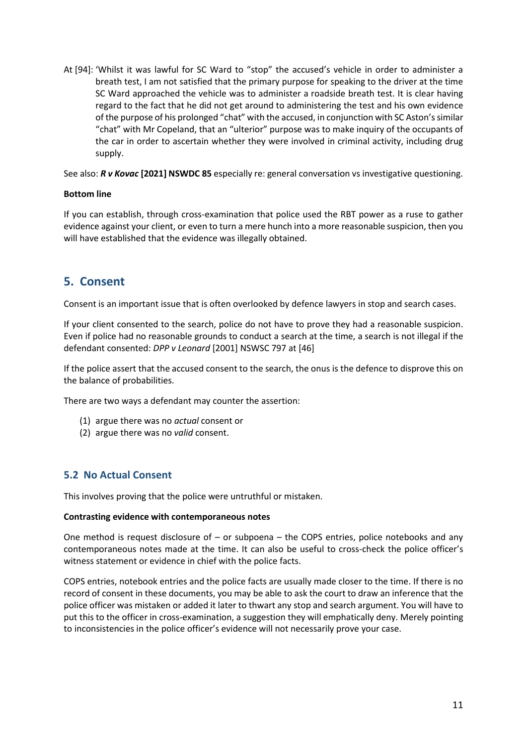At [94]: 'Whilst it was lawful for SC Ward to "stop" the accused's vehicle in order to administer a breath test, I am not satisfied that the primary purpose for speaking to the driver at the time SC Ward approached the vehicle was to administer a roadside breath test. It is clear having regard to the fact that he did not get around to administering the test and his own evidence of the purpose of his prolonged "chat" with the accused, in conjunction with SC Aston's similar "chat" with Mr Copeland, that an "ulterior" purpose was to make inquiry of the occupants of the car in order to ascertain whether they were involved in criminal activity, including drug supply.

See also: ***R v Kovac*** **[2021] NSWDC 85** especially re: general conversation vs investigative questioning.

**Bottom line**

If you can establish, through cross-examination that police used the RBT power as a ruse to gather evidence against your client, or even to turn a mere hunch into a more reasonable suspicion, then you will have established that the evidence was illegally obtained.

## 5. Consent

Consent is an important issue that is often overlooked by defence lawyers in stop and search cases.

If your client consented to the search, police do not have to prove they had a reasonable suspicion. Even if police had no reasonable grounds to conduct a search at the time, a search is not illegal if the defendant consented: *DPP v Leonard* [2001] NSWSC 797 at [46]

If the police assert that the accused consent to the search, the onus is the defence to disprove this on the balance of probabilities.

There are two ways a defendant may counter the assertion:

(1) argue there was no *actual* consent or
(2) argue there was no *valid* consent.

### 5.2 No Actual Consent

This involves proving that the police were untruthful or mistaken.

**Contrasting evidence with contemporaneous notes**

One method is request disclosure of – or subpoena – the COPS entries, police notebooks and any contemporaneous notes made at the time. It can also be useful to cross-check the police officer's witness statement or evidence in chief with the police facts.

COPS entries, notebook entries and the police facts are usually made closer to the time. If there is no record of consent in these documents, you may be able to ask the court to draw an inference that the police officer was mistaken or added it later to thwart any stop and search argument. You will have to put this to the officer in cross-examination, a suggestion they will emphatically deny. Merely pointing to inconsistencies in the police officer's evidence will not necessarily prove your case.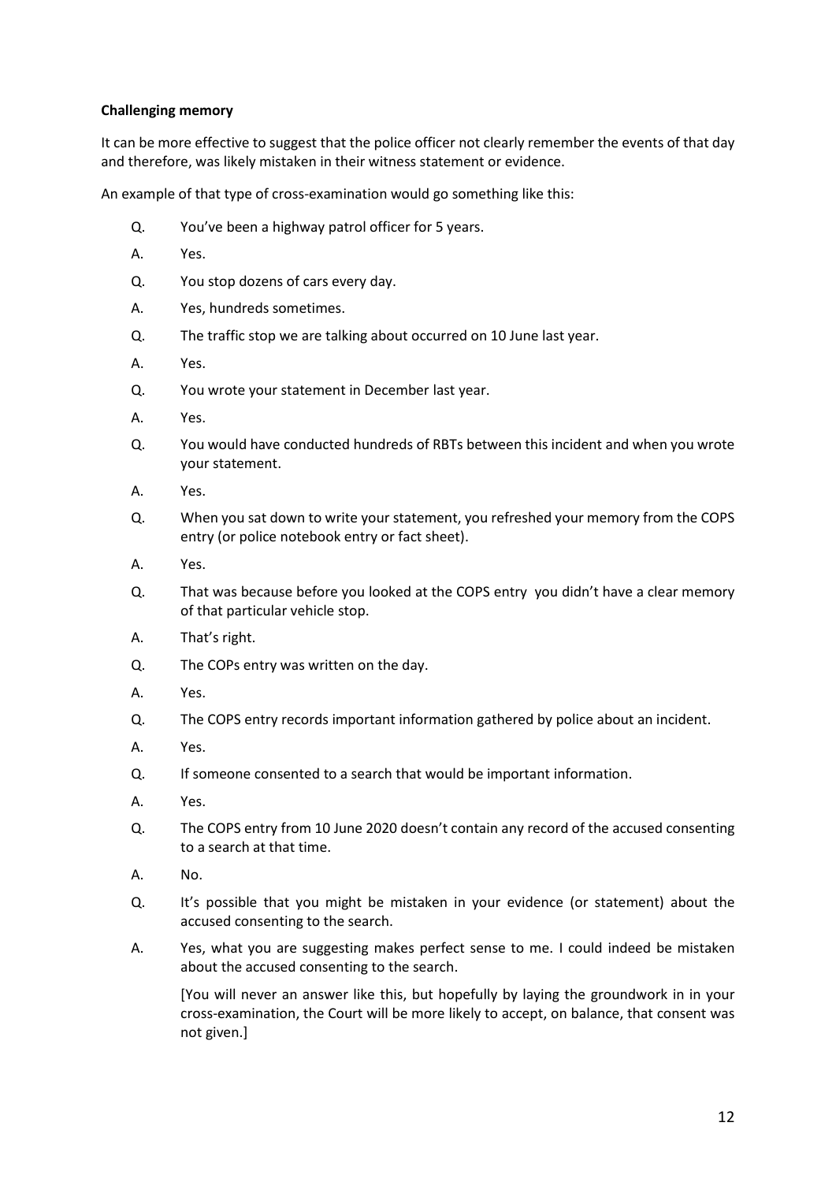**Challenging memory**

It can be more effective to suggest that the police officer not clearly remember the events of that day and therefore, was likely mistaken in their witness statement or evidence.

An example of that type of cross-examination would go something like this:

Q. You've been a highway patrol officer for 5 years.

A. Yes.

Q. You stop dozens of cars every day.

A. Yes, hundreds sometimes.

Q. The traffic stop we are talking about occurred on 10 June last year.

A. Yes.

Q. You wrote your statement in December last year.

A. Yes.

Q. You would have conducted hundreds of RBTs between this incident and when you wrote your statement.

A. Yes.

Q. When you sat down to write your statement, you refreshed your memory from the COPS entry (or police notebook entry or fact sheet).

A. Yes.

Q. That was because before you looked at the COPS entry you didn't have a clear memory of that particular vehicle stop.

A. That's right.

Q. The COPs entry was written on the day.

A. Yes.

Q. The COPS entry records important information gathered by police about an incident.

A. Yes.

Q. If someone consented to a search that would be important information.

A. Yes.

Q. The COPS entry from 10 June 2020 doesn't contain any record of the accused consenting to a search at that time.

A. No.

Q. It's possible that you might be mistaken in your evidence (or statement) about the accused consenting to the search.

A. Yes, what you are suggesting makes perfect sense to me. I could indeed be mistaken about the accused consenting to the search.

[You will never an answer like this, but hopefully by laying the groundwork in in your cross-examination, the Court will be more likely to accept, on balance, that consent was not given.]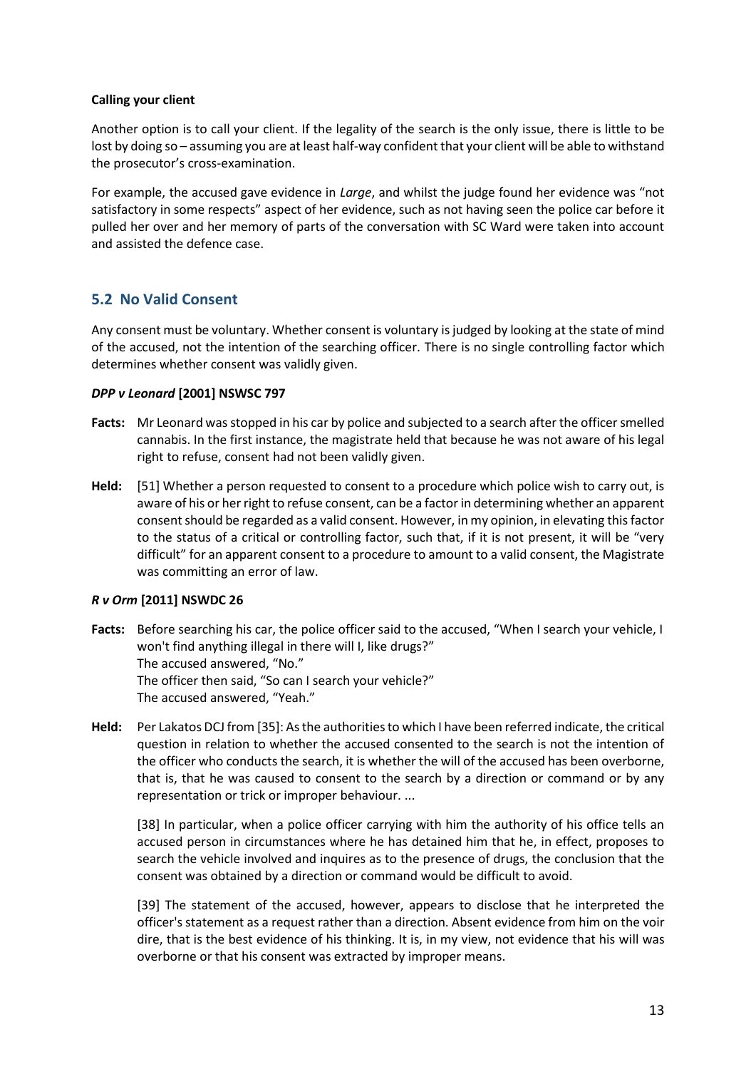**Calling your client**

Another option is to call your client. If the legality of the search is the only issue, there is little to be lost by doing so – assuming you are at least half-way confident that your client will be able to withstand the prosecutor's cross-examination.

For example, the accused gave evidence in *Large*, and whilst the judge found her evidence was "not satisfactory in some respects" aspect of her evidence, such as not having seen the police car before it pulled her over and her memory of parts of the conversation with SC Ward were taken into account and assisted the defence case.

## 5.2 No Valid Consent

Any consent must be voluntary. Whether consent is voluntary is judged by looking at the state of mind of the accused, not the intention of the searching officer. There is no single controlling factor which determines whether consent was validly given.

***DPP v Leonard* [2001] NSWSC 797**

**Facts:** Mr Leonard was stopped in his car by police and subjected to a search after the officer smelled cannabis. In the first instance, the magistrate held that because he was not aware of his legal right to refuse, consent had not been validly given.

**Held:** [51] Whether a person requested to consent to a procedure which police wish to carry out, is aware of his or her right to refuse consent, can be a factor in determining whether an apparent consent should be regarded as a valid consent. However, in my opinion, in elevating this factor to the status of a critical or controlling factor, such that, if it is not present, it will be "very difficult" for an apparent consent to a procedure to amount to a valid consent, the Magistrate was committing an error of law.

***R v Orm* [2011] NSWDC 26**

**Facts:** Before searching his car, the police officer said to the accused, "When I search your vehicle, I won't find anything illegal in there will I, like drugs?"
The accused answered, "No."
The officer then said, "So can I search your vehicle?"
The accused answered, "Yeah."

**Held:** Per Lakatos DCJ from [35]: As the authorities to which I have been referred indicate, the critical question in relation to whether the accused consented to the search is not the intention of the officer who conducts the search, it is whether the will of the accused has been overborne, that is, that he was caused to consent to the search by a direction or command or by any representation or trick or improper behaviour. ...

[38] In particular, when a police officer carrying with him the authority of his office tells an accused person in circumstances where he has detained him that he, in effect, proposes to search the vehicle involved and inquires as to the presence of drugs, the conclusion that the consent was obtained by a direction or command would be difficult to avoid.

[39] The statement of the accused, however, appears to disclose that he interpreted the officer's statement as a request rather than a direction. Absent evidence from him on the voir dire, that is the best evidence of his thinking. It is, in my view, not evidence that his will was overborne or that his consent was extracted by improper means.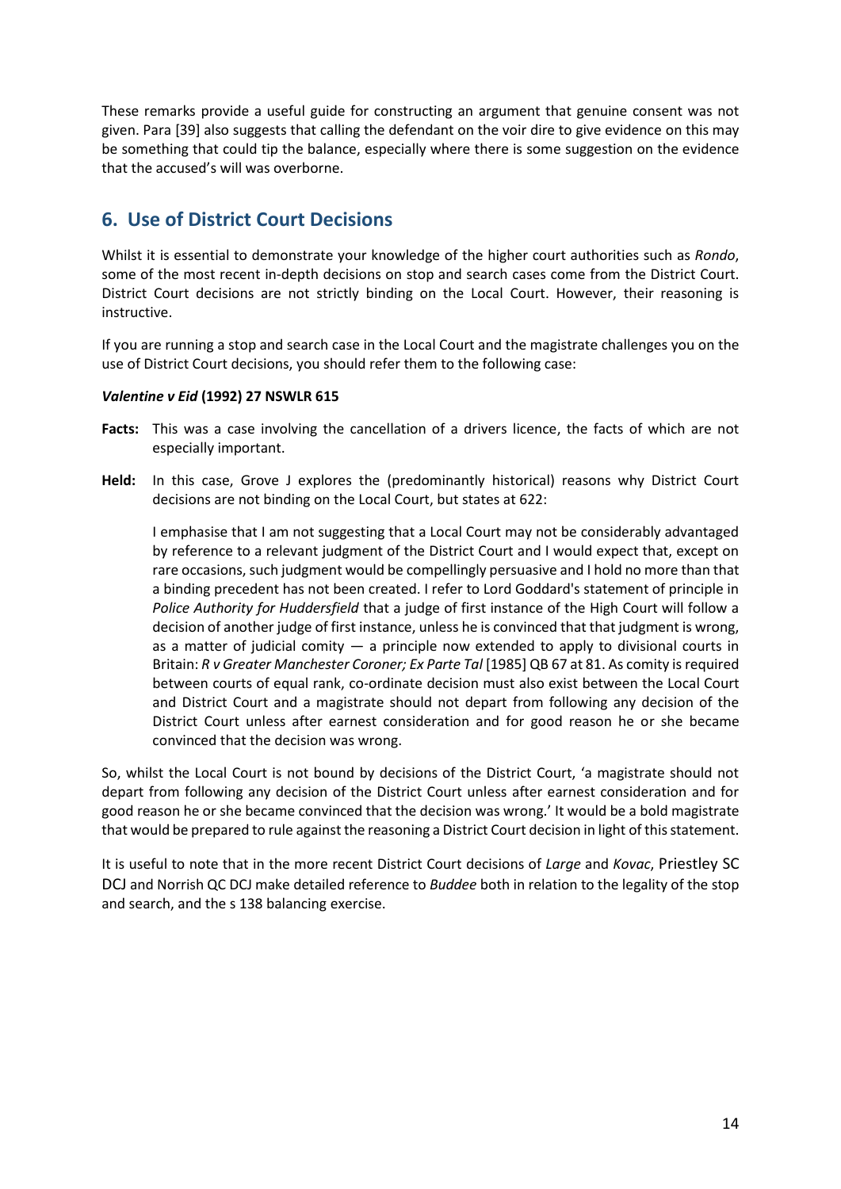These remarks provide a useful guide for constructing an argument that genuine consent was not given. Para [39] also suggests that calling the defendant on the voir dire to give evidence on this may be something that could tip the balance, especially where there is some suggestion on the evidence that the accused's will was overborne.

## 6. Use of District Court Decisions

Whilst it is essential to demonstrate your knowledge of the higher court authorities such as *Rondo*, some of the most recent in-depth decisions on stop and search cases come from the District Court. District Court decisions are not strictly binding on the Local Court. However, their reasoning is instructive.

If you are running a stop and search case in the Local Court and the magistrate challenges you on the use of District Court decisions, you should refer them to the following case:

***Valentine v Eid* (1992) 27 NSWLR 615**

**Facts:** This was a case involving the cancellation of a drivers licence, the facts of which are not especially important.

**Held:** In this case, Grove J explores the (predominantly historical) reasons why District Court decisions are not binding on the Local Court, but states at 622:

> I emphasise that I am not suggesting that a Local Court may not be considerably advantaged by reference to a relevant judgment of the District Court and I would expect that, except on rare occasions, such judgment would be compellingly persuasive and I hold no more than that a binding precedent has not been created. I refer to Lord Goddard's statement of principle in *Police Authority for Huddersfield* that a judge of first instance of the High Court will follow a decision of another judge of first instance, unless he is convinced that that judgment is wrong, as a matter of judicial comity — a principle now extended to apply to divisional courts in Britain: *R v Greater Manchester Coroner; Ex Parte Tal* [1985] QB 67 at 81. As comity is required between courts of equal rank, co-ordinate decision must also exist between the Local Court and District Court and a magistrate should not depart from following any decision of the District Court unless after earnest consideration and for good reason he or she became convinced that the decision was wrong.

So, whilst the Local Court is not bound by decisions of the District Court, 'a magistrate should not depart from following any decision of the District Court unless after earnest consideration and for good reason he or she became convinced that the decision was wrong.' It would be a bold magistrate that would be prepared to rule against the reasoning a District Court decision in light of this statement.

It is useful to note that in the more recent District Court decisions of *Large* and *Kovac*, Priestley SC DCJ and Norrish QC DCJ make detailed reference to *Buddee* both in relation to the legality of the stop and search, and the s 138 balancing exercise.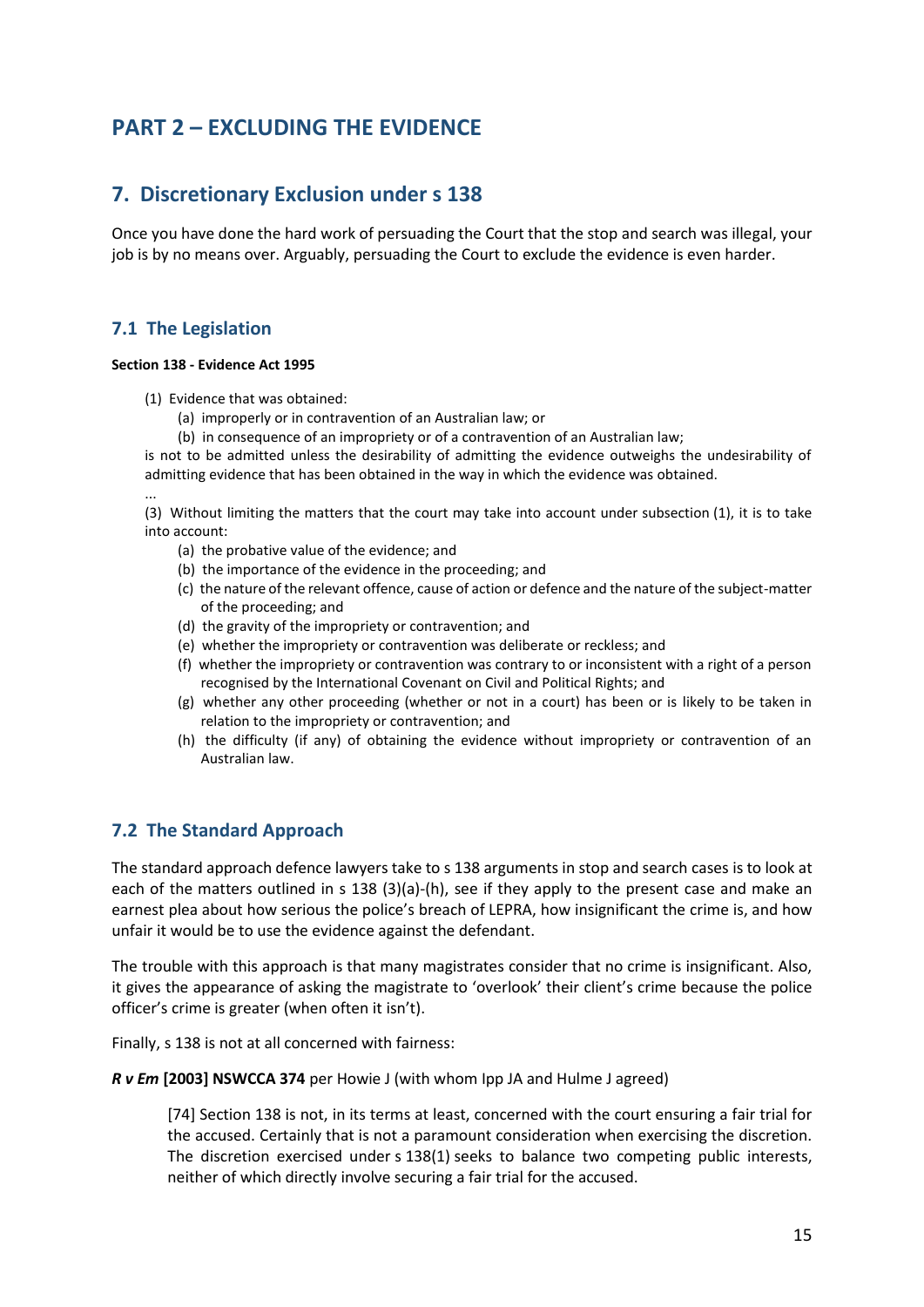# PART 2 – EXCLUDING THE EVIDENCE

## 7. Discretionary Exclusion under s 138

Once you have done the hard work of persuading the Court that the stop and search was illegal, your job is by no means over. Arguably, persuading the Court to exclude the evidence is even harder.

### 7.1 The Legislation

**Section 138 - Evidence Act 1995**

> (1) Evidence that was obtained:
>
> (a) improperly or in contravention of an Australian law; or
>
> (b) in consequence of an impropriety or of a contravention of an Australian law;
>
> is not to be admitted unless the desirability of admitting the evidence outweighs the undesirability of admitting evidence that has been obtained in the way in which the evidence was obtained.
>
> ...
>
> (3) Without limiting the matters that the court may take into account under subsection (1), it is to take into account:
>
> (a) the probative value of the evidence; and
>
> (b) the importance of the evidence in the proceeding; and
>
> (c) the nature of the relevant offence, cause of action or defence and the nature of the subject-matter of the proceeding; and
>
> (d) the gravity of the impropriety or contravention; and
>
> (e) whether the impropriety or contravention was deliberate or reckless; and
>
> (f) whether the impropriety or contravention was contrary to or inconsistent with a right of a person recognised by the International Covenant on Civil and Political Rights; and
>
> (g) whether any other proceeding (whether or not in a court) has been or is likely to be taken in relation to the impropriety or contravention; and
>
> (h) the difficulty (if any) of obtaining the evidence without impropriety or contravention of an Australian law.

### 7.2 The Standard Approach

The standard approach defence lawyers take to s 138 arguments in stop and search cases is to look at each of the matters outlined in s 138 (3)(a)-(h), see if they apply to the present case and make an earnest plea about how serious the police's breach of LEPRA, how insignificant the crime is, and how unfair it would be to use the evidence against the defendant.

The trouble with this approach is that many magistrates consider that no crime is insignificant. Also, it gives the appearance of asking the magistrate to 'overlook' their client's crime because the police officer's crime is greater (when often it isn't).

Finally, s 138 is not at all concerned with fairness:

***R v Em*** **[2003] NSWCCA 374** per Howie J (with whom Ipp JA and Hulme J agreed)

> [74] Section 138 is not, in its terms at least, concerned with the court ensuring a fair trial for the accused. Certainly that is not a paramount consideration when exercising the discretion. The discretion exercised under s 138(1) seeks to balance two competing public interests, neither of which directly involve securing a fair trial for the accused.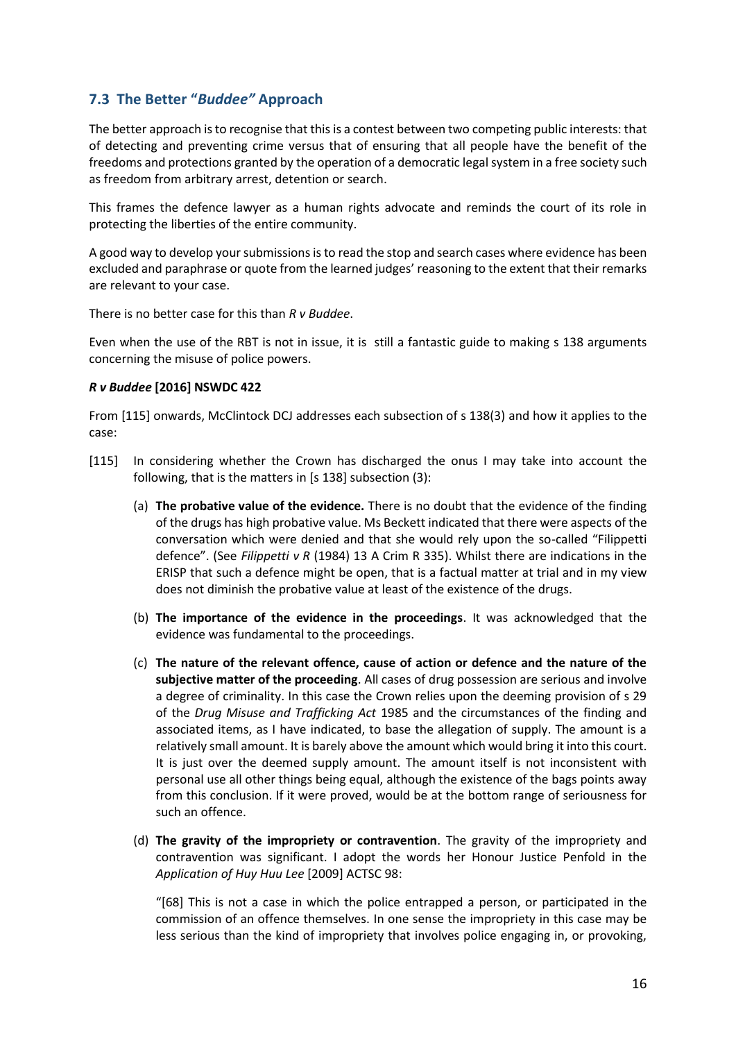## 7.3 The Better "*Buddee*" Approach

The better approach is to recognise that this is a contest between two competing public interests: that of detecting and preventing crime versus that of ensuring that all people have the benefit of the freedoms and protections granted by the operation of a democratic legal system in a free society such as freedom from arbitrary arrest, detention or search.

This frames the defence lawyer as a human rights advocate and reminds the court of its role in protecting the liberties of the entire community.

A good way to develop your submissions is to read the stop and search cases where evidence has been excluded and paraphrase or quote from the learned judges' reasoning to the extent that their remarks are relevant to your case.

There is no better case for this than *R v Buddee*.

Even when the use of the RBT is not in issue, it is still a fantastic guide to making s 138 arguments concerning the misuse of police powers.

***R v Buddee* [2016] NSWDC 422**

From [115] onwards, McClintock DCJ addresses each subsection of s 138(3) and how it applies to the case:

[115] In considering whether the Crown has discharged the onus I may take into account the following, that is the matters in [s 138] subsection (3):

(a) **The probative value of the evidence.** There is no doubt that the evidence of the finding of the drugs has high probative value. Ms Beckett indicated that there were aspects of the conversation which were denied and that she would rely upon the so-called "Filippetti defence". (See *Filippetti v R* (1984) 13 A Crim R 335). Whilst there are indications in the ERISP that such a defence might be open, that is a factual matter at trial and in my view does not diminish the probative value at least of the existence of the drugs.

(b) **The importance of the evidence in the proceedings**. It was acknowledged that the evidence was fundamental to the proceedings.

(c) **The nature of the relevant offence, cause of action or defence and the nature of the subjective matter of the proceeding**. All cases of drug possession are serious and involve a degree of criminality. In this case the Crown relies upon the deeming provision of s 29 of the *Drug Misuse and Trafficking Act* 1985 and the circumstances of the finding and associated items, as I have indicated, to base the allegation of supply. The amount is a relatively small amount. It is barely above the amount which would bring it into this court. It is just over the deemed supply amount. The amount itself is not inconsistent with personal use all other things being equal, although the existence of the bags points away from this conclusion. If it were proved, would be at the bottom range of seriousness for such an offence.

(d) **The gravity of the impropriety or contravention**. The gravity of the impropriety and contravention was significant. I adopt the words her Honour Justice Penfold in the *Application of Huy Huu Lee* [2009] ACTSC 98:

"[68] This is not a case in which the police entrapped a person, or participated in the commission of an offence themselves. In one sense the impropriety in this case may be less serious than the kind of impropriety that involves police engaging in, or provoking,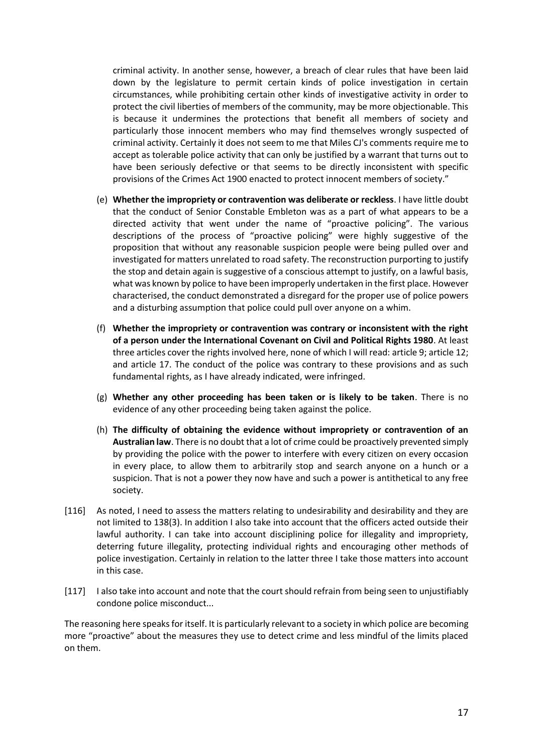criminal activity. In another sense, however, a breach of clear rules that have been laid down by the legislature to permit certain kinds of police investigation in certain circumstances, while prohibiting certain other kinds of investigative activity in order to protect the civil liberties of members of the community, may be more objectionable. This is because it undermines the protections that benefit all members of society and particularly those innocent members who may find themselves wrongly suspected of criminal activity. Certainly it does not seem to me that Miles CJ's comments require me to accept as tolerable police activity that can only be justified by a warrant that turns out to have been seriously defective or that seems to be directly inconsistent with specific provisions of the Crimes Act 1900 enacted to protect innocent members of society."

(e) **Whether the impropriety or contravention was deliberate or reckless**. I have little doubt that the conduct of Senior Constable Embleton was as a part of what appears to be a directed activity that went under the name of "proactive policing". The various descriptions of the process of "proactive policing" were highly suggestive of the proposition that without any reasonable suspicion people were being pulled over and investigated for matters unrelated to road safety. The reconstruction purporting to justify the stop and detain again is suggestive of a conscious attempt to justify, on a lawful basis, what was known by police to have been improperly undertaken in the first place. However characterised, the conduct demonstrated a disregard for the proper use of police powers and a disturbing assumption that police could pull over anyone on a whim.

(f) **Whether the impropriety or contravention was contrary or inconsistent with the right of a person under the International Covenant on Civil and Political Rights 1980**. At least three articles cover the rights involved here, none of which I will read: article 9; article 12; and article 17. The conduct of the police was contrary to these provisions and as such fundamental rights, as I have already indicated, were infringed.

(g) **Whether any other proceeding has been taken or is likely to be taken**. There is no evidence of any other proceeding being taken against the police.

(h) **The difficulty of obtaining the evidence without impropriety or contravention of an Australian law**. There is no doubt that a lot of crime could be proactively prevented simply by providing the police with the power to interfere with every citizen on every occasion in every place, to allow them to arbitrarily stop and search anyone on a hunch or a suspicion. That is not a power they now have and such a power is antithetical to any free society.

[116] As noted, I need to assess the matters relating to undesirability and desirability and they are not limited to 138(3). In addition I also take into account that the officers acted outside their lawful authority. I can take into account disciplining police for illegality and impropriety, deterring future illegality, protecting individual rights and encouraging other methods of police investigation. Certainly in relation to the latter three I take those matters into account in this case.

[117] I also take into account and note that the court should refrain from being seen to unjustifiably condone police misconduct...

The reasoning here speaks for itself. It is particularly relevant to a society in which police are becoming more "proactive" about the measures they use to detect crime and less mindful of the limits placed on them.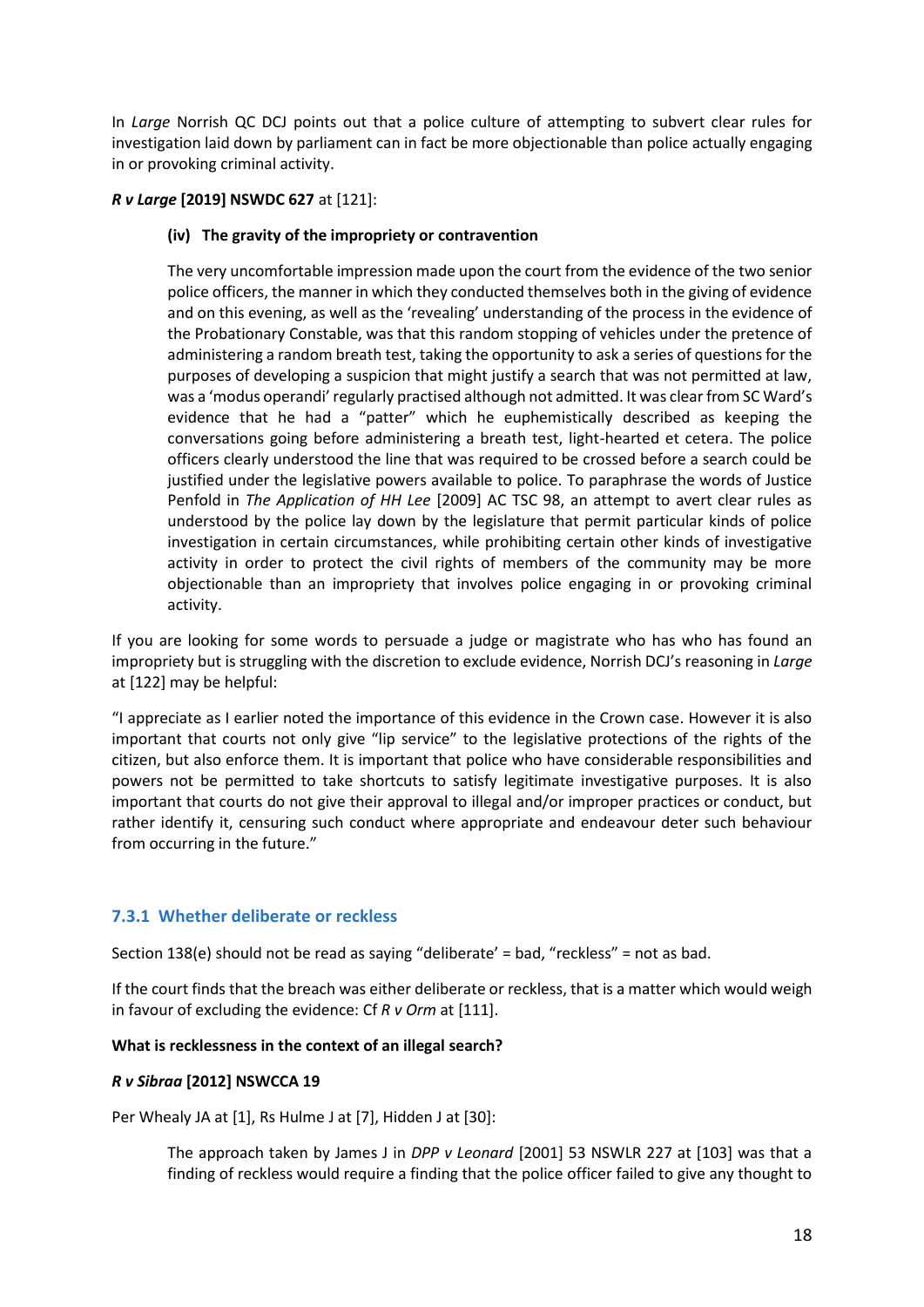In *Large* Norrish QC DCJ points out that a police culture of attempting to subvert clear rules for investigation laid down by parliament can in fact be more objectionable than police actually engaging in or provoking criminal activity.

***R v Large* [2019] NSWDC 627** at [121]:

> **(iv) The gravity of the impropriety or contravention**
>
> The very uncomfortable impression made upon the court from the evidence of the two senior police officers, the manner in which they conducted themselves both in the giving of evidence and on this evening, as well as the 'revealing' understanding of the process in the evidence of the Probationary Constable, was that this random stopping of vehicles under the pretence of administering a random breath test, taking the opportunity to ask a series of questions for the purposes of developing a suspicion that might justify a search that was not permitted at law, was a 'modus operandi' regularly practised although not admitted. It was clear from SC Ward's evidence that he had a "patter" which he euphemistically described as keeping the conversations going before administering a breath test, light-hearted et cetera. The police officers clearly understood the line that was required to be crossed before a search could be justified under the legislative powers available to police. To paraphrase the words of Justice Penfold in *The Application of HH Lee* [2009] AC TSC 98, an attempt to avert clear rules as understood by the police lay down by the legislature that permit particular kinds of police investigation in certain circumstances, while prohibiting certain other kinds of investigative activity in order to protect the civil rights of members of the community may be more objectionable than an impropriety that involves police engaging in or provoking criminal activity.

If you are looking for some words to persuade a judge or magistrate who has who has found an impropriety but is struggling with the discretion to exclude evidence, Norrish DCJ's reasoning in *Large* at [122] may be helpful:

"I appreciate as I earlier noted the importance of this evidence in the Crown case. However it is also important that courts not only give "lip service" to the legislative protections of the rights of the citizen, but also enforce them. It is important that police who have considerable responsibilities and powers not be permitted to take shortcuts to satisfy legitimate investigative purposes. It is also important that courts do not give their approval to illegal and/or improper practices or conduct, but rather identify it, censuring such conduct where appropriate and endeavour deter such behaviour from occurring in the future."

### 7.3.1 Whether deliberate or reckless

Section 138(e) should not be read as saying "deliberate' = bad, "reckless" = not as bad.

If the court finds that the breach was either deliberate or reckless, that is a matter which would weigh in favour of excluding the evidence: Cf *R v Orm* at [111].

**What is recklessness in the context of an illegal search?**

***R v Sibraa* [2012] NSWCCA 19**

Per Whealy JA at [1], Rs Hulme J at [7], Hidden J at [30]:

> The approach taken by James J in *DPP v Leonard* [2001] 53 NSWLR 227 at [103] was that a finding of reckless would require a finding that the police officer failed to give any thought to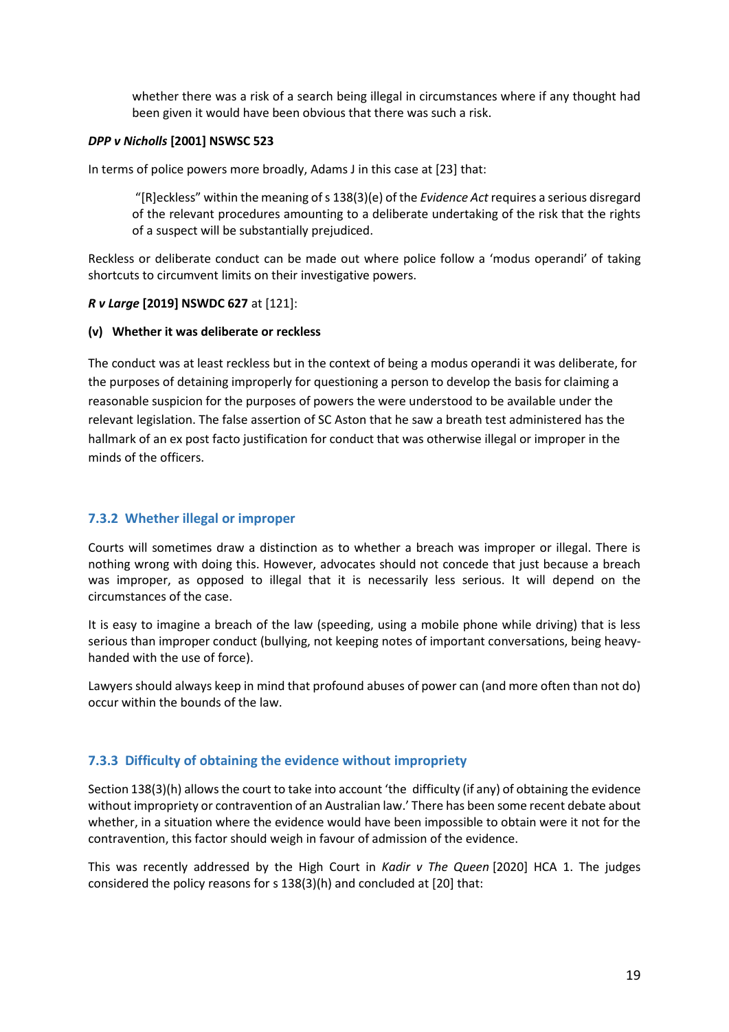> whether there was a risk of a search being illegal in circumstances where if any thought had been given it would have been obvious that there was such a risk.

***DPP v Nicholls* [2001] NSWSC 523**

In terms of police powers more broadly, Adams J in this case at [23] that:

> "[R]eckless" within the meaning of s 138(3)(e) of the *Evidence Act* requires a serious disregard of the relevant procedures amounting to a deliberate undertaking of the risk that the rights of a suspect will be substantially prejudiced.

Reckless or deliberate conduct can be made out where police follow a 'modus operandi' of taking shortcuts to circumvent limits on their investigative powers.

***R v Large* [2019] NSWDC 627** at [121]:

**(v) Whether it was deliberate or reckless**

The conduct was at least reckless but in the context of being a modus operandi it was deliberate, for the purposes of detaining improperly for questioning a person to develop the basis for claiming a reasonable suspicion for the purposes of powers the were understood to be available under the relevant legislation. The false assertion of SC Aston that he saw a breath test administered has the hallmark of an ex post facto justification for conduct that was otherwise illegal or improper in the minds of the officers.

### 7.3.2 Whether illegal or improper

Courts will sometimes draw a distinction as to whether a breach was improper or illegal. There is nothing wrong with doing this. However, advocates should not concede that just because a breach was improper, as opposed to illegal that it is necessarily less serious. It will depend on the circumstances of the case.

It is easy to imagine a breach of the law (speeding, using a mobile phone while driving) that is less serious than improper conduct (bullying, not keeping notes of important conversations, being heavy-handed with the use of force).

Lawyers should always keep in mind that profound abuses of power can (and more often than not do) occur within the bounds of the law.

### 7.3.3 Difficulty of obtaining the evidence without impropriety

Section 138(3)(h) allows the court to take into account 'the difficulty (if any) of obtaining the evidence without impropriety or contravention of an Australian law.' There has been some recent debate about whether, in a situation where the evidence would have been impossible to obtain were it not for the contravention, this factor should weigh in favour of admission of the evidence.

This was recently addressed by the High Court in *Kadir v The Queen* [2020] HCA 1. The judges considered the policy reasons for s 138(3)(h) and concluded at [20] that: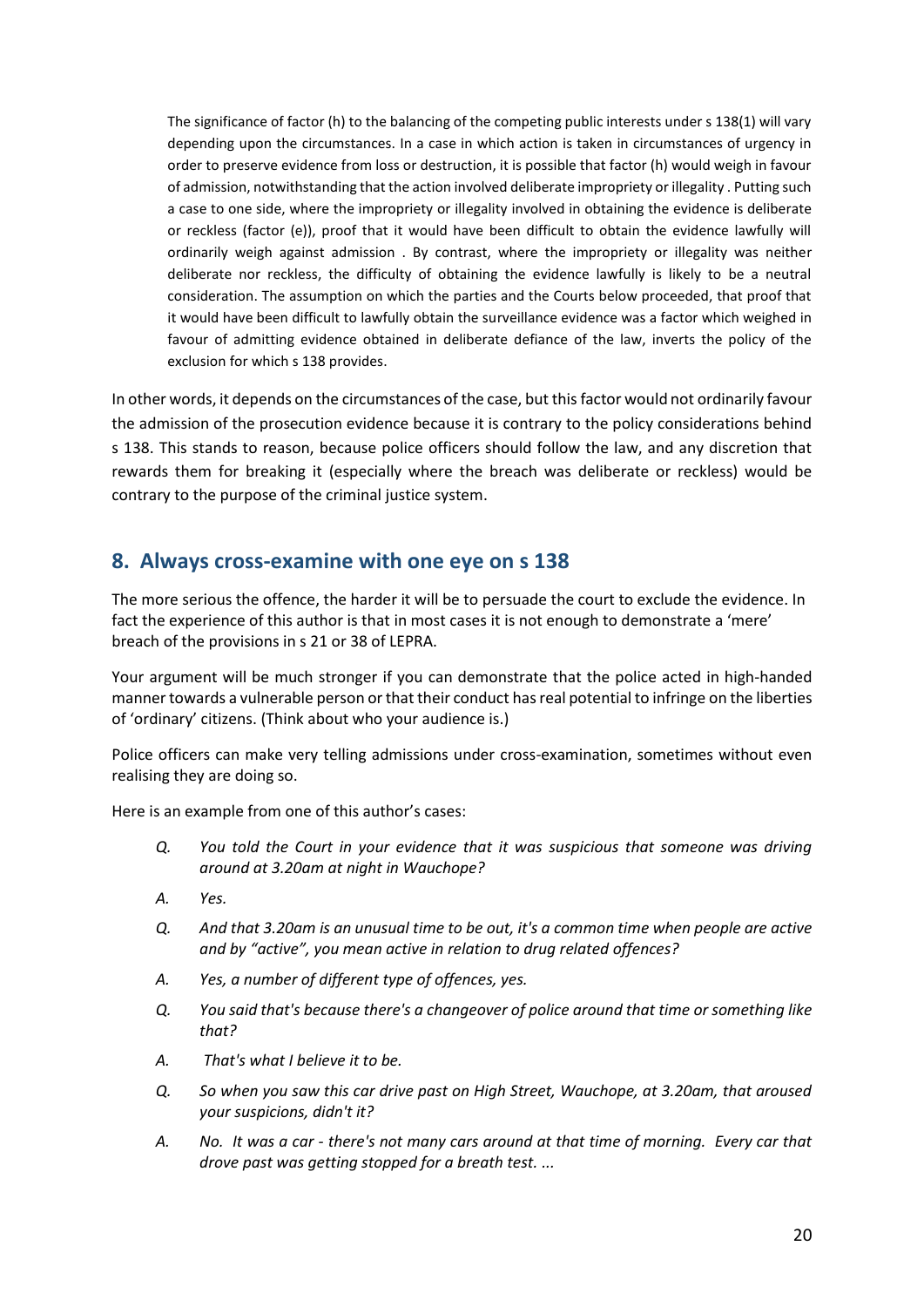> The significance of factor (h) to the balancing of the competing public interests under s 138(1) will vary depending upon the circumstances. In a case in which action is taken in circumstances of urgency in order to preserve evidence from loss or destruction, it is possible that factor (h) would weigh in favour of admission, notwithstanding that the action involved deliberate impropriety or illegality . Putting such a case to one side, where the impropriety or illegality involved in obtaining the evidence is deliberate or reckless (factor (e)), proof that it would have been difficult to obtain the evidence lawfully will ordinarily weigh against admission . By contrast, where the impropriety or illegality was neither deliberate nor reckless, the difficulty of obtaining the evidence lawfully is likely to be a neutral consideration. The assumption on which the parties and the Courts below proceeded, that proof that it would have been difficult to lawfully obtain the surveillance evidence was a factor which weighed in favour of admitting evidence obtained in deliberate defiance of the law, inverts the policy of the exclusion for which s 138 provides.

In other words, it depends on the circumstances of the case, but this factor would not ordinarily favour the admission of the prosecution evidence because it is contrary to the policy considerations behind s 138. This stands to reason, because police officers should follow the law, and any discretion that rewards them for breaking it (especially where the breach was deliberate or reckless) would be contrary to the purpose of the criminal justice system.

## 8. Always cross-examine with one eye on s 138

The more serious the offence, the harder it will be to persuade the court to exclude the evidence. In fact the experience of this author is that in most cases it is not enough to demonstrate a 'mere' breach of the provisions in s 21 or 38 of LEPRA.

Your argument will be much stronger if you can demonstrate that the police acted in high-handed manner towards a vulnerable person or that their conduct has real potential to infringe on the liberties of 'ordinary' citizens. (Think about who your audience is.)

Police officers can make very telling admissions under cross-examination, sometimes without even realising they are doing so.

Here is an example from one of this author's cases:

> *Q. You told the Court in your evidence that it was suspicious that someone was driving around at 3.20am at night in Wauchope?*
>
> *A. Yes.*
>
> *Q. And that 3.20am is an unusual time to be out, it's a common time when people are active and by "active", you mean active in relation to drug related offences?*
>
> *A. Yes, a number of different type of offences, yes.*
>
> *Q. You said that's because there's a changeover of police around that time or something like that?*
>
> *A. That's what I believe it to be.*
>
> *Q. So when you saw this car drive past on High Street, Wauchope, at 3.20am, that aroused your suspicions, didn't it?*
>
> *A. No. It was a car - there's not many cars around at that time of morning. Every car that drove past was getting stopped for a breath test. ...*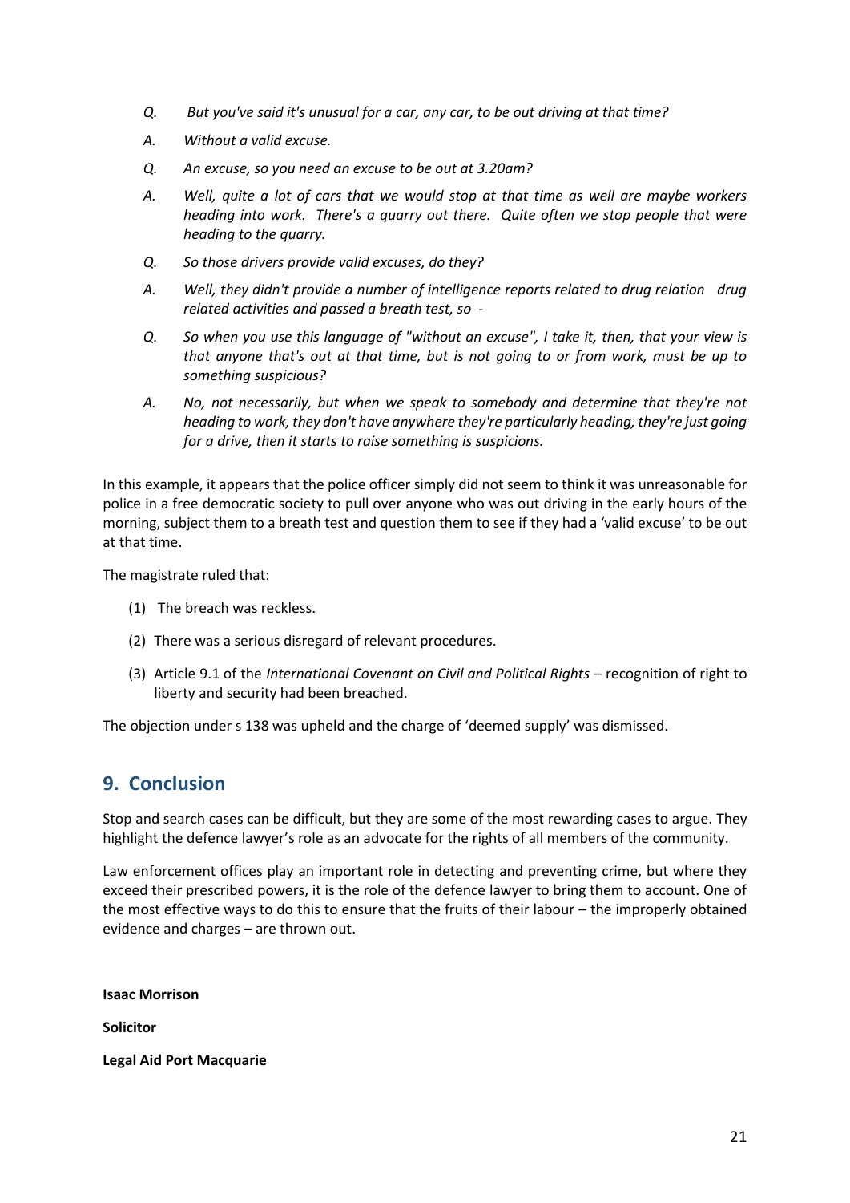*Q. But you've said it's unusual for a car, any car, to be out driving at that time?*

*A. Without a valid excuse.*

*Q. An excuse, so you need an excuse to be out at 3.20am?*

*A. Well, quite a lot of cars that we would stop at that time as well are maybe workers heading into work. There's a quarry out there. Quite often we stop people that were heading to the quarry.*

*Q. So those drivers provide valid excuses, do they?*

*A. Well, they didn't provide a number of intelligence reports related to drug relation drug related activities and passed a breath test, so -*

*Q. So when you use this language of "without an excuse", I take it, then, that your view is that anyone that's out at that time, but is not going to or from work, must be up to something suspicious?*

*A. No, not necessarily, but when we speak to somebody and determine that they're not heading to work, they don't have anywhere they're particularly heading, they're just going for a drive, then it starts to raise something is suspicions.*

In this example, it appears that the police officer simply did not seem to think it was unreasonable for police in a free democratic society to pull over anyone who was out driving in the early hours of the morning, subject them to a breath test and question them to see if they had a 'valid excuse' to be out at that time.

The magistrate ruled that:

(1) The breach was reckless.

(2) There was a serious disregard of relevant procedures.

(3) Article 9.1 of the *International Covenant on Civil and Political Rights* – recognition of right to liberty and security had been breached.

The objection under s 138 was upheld and the charge of 'deemed supply' was dismissed.

## 9. Conclusion

Stop and search cases can be difficult, but they are some of the most rewarding cases to argue. They highlight the defence lawyer's role as an advocate for the rights of all members of the community.

Law enforcement offices play an important role in detecting and preventing crime, but where they exceed their prescribed powers, it is the role of the defence lawyer to bring them to account. One of the most effective ways to do this to ensure that the fruits of their labour – the improperly obtained evidence and charges – are thrown out.

**Isaac Morrison**

**Solicitor**

**Legal Aid Port Macquarie**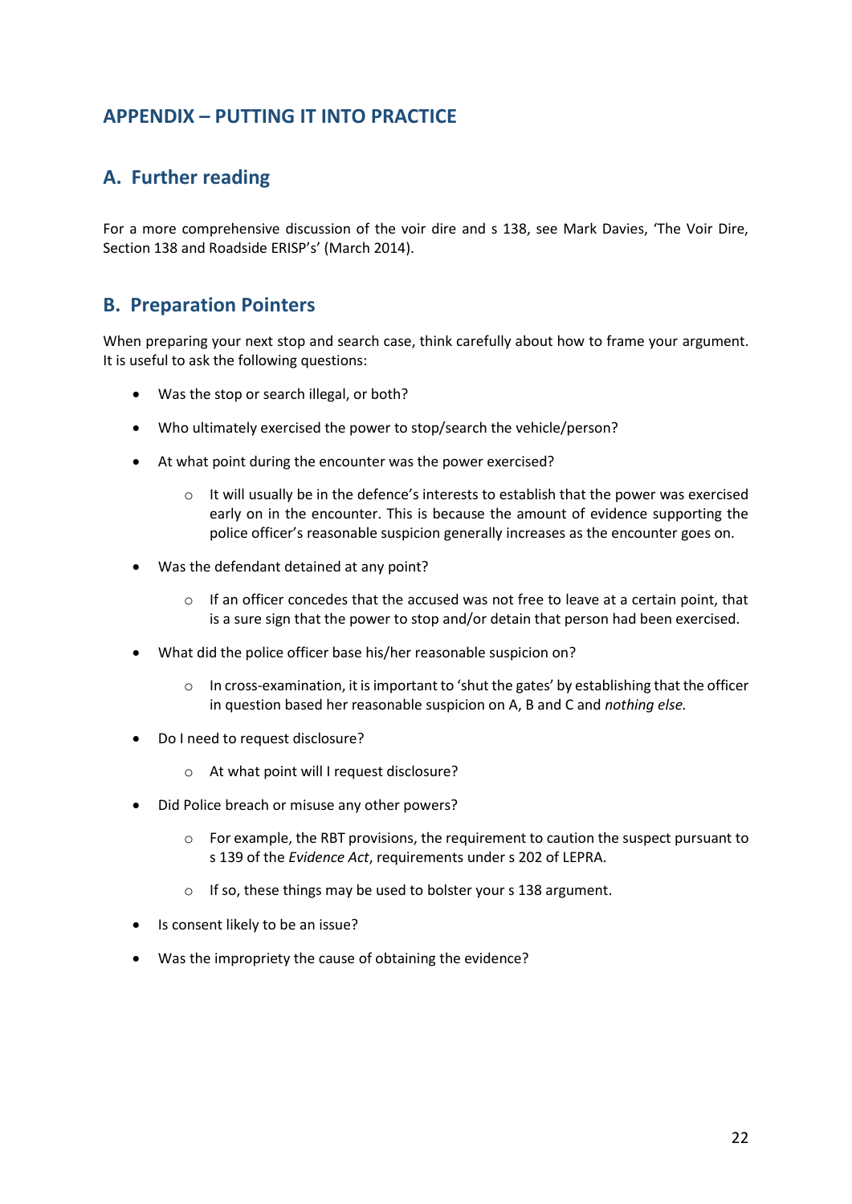## APPENDIX – PUTTING IT INTO PRACTICE

### A. Further reading

For a more comprehensive discussion of the voir dire and s 138, see Mark Davies, 'The Voir Dire, Section 138 and Roadside ERISP's' (March 2014).

### B. Preparation Pointers

When preparing your next stop and search case, think carefully about how to frame your argument. It is useful to ask the following questions:

- Was the stop or search illegal, or both?
- Who ultimately exercised the power to stop/search the vehicle/person?
- At what point during the encounter was the power exercised?
  - It will usually be in the defence's interests to establish that the power was exercised early on in the encounter. This is because the amount of evidence supporting the police officer's reasonable suspicion generally increases as the encounter goes on.
- Was the defendant detained at any point?
  - If an officer concedes that the accused was not free to leave at a certain point, that is a sure sign that the power to stop and/or detain that person had been exercised.
- What did the police officer base his/her reasonable suspicion on?
  - In cross-examination, it is important to 'shut the gates' by establishing that the officer in question based her reasonable suspicion on A, B and C and *nothing else.*
- Do I need to request disclosure?
  - At what point will I request disclosure?
- Did Police breach or misuse any other powers?
  - For example, the RBT provisions, the requirement to caution the suspect pursuant to s 139 of the *Evidence Act*, requirements under s 202 of LEPRA.
  - If so, these things may be used to bolster your s 138 argument.
- Is consent likely to be an issue?
- Was the impropriety the cause of obtaining the evidence?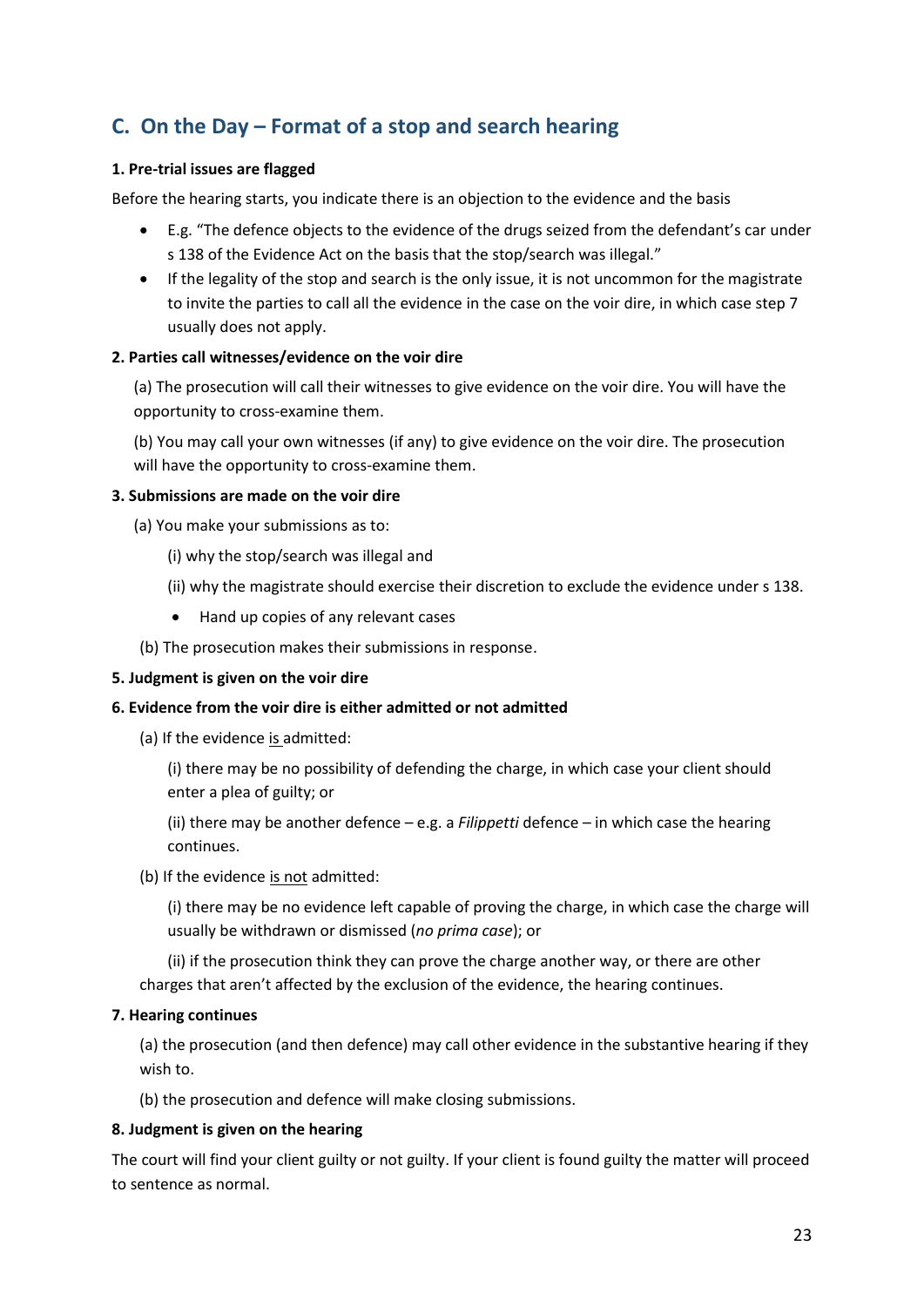## C. On the Day – Format of a stop and search hearing

**1. Pre-trial issues are flagged**

Before the hearing starts, you indicate there is an objection to the evidence and the basis

- E.g. "The defence objects to the evidence of the drugs seized from the defendant's car under s 138 of the Evidence Act on the basis that the stop/search was illegal."
- If the legality of the stop and search is the only issue, it is not uncommon for the magistrate to invite the parties to call all the evidence in the case on the voir dire, in which case step 7 usually does not apply.

**2. Parties call witnesses/evidence on the voir dire**

(a) The prosecution will call their witnesses to give evidence on the voir dire. You will have the opportunity to cross-examine them.

(b) You may call your own witnesses (if any) to give evidence on the voir dire. The prosecution will have the opportunity to cross-examine them.

**3. Submissions are made on the voir dire**

(a) You make your submissions as to:

(i) why the stop/search was illegal and

(ii) why the magistrate should exercise their discretion to exclude the evidence under s 138.

- Hand up copies of any relevant cases

(b) The prosecution makes their submissions in response.

**5. Judgment is given on the voir dire**

**6. Evidence from the voir dire is either admitted or not admitted**

(a) If the evidence is admitted:

(i) there may be no possibility of defending the charge, in which case your client should enter a plea of guilty; or

(ii) there may be another defence – e.g. a *Filippetti* defence – in which case the hearing continues.

(b) If the evidence is not admitted:

(i) there may be no evidence left capable of proving the charge, in which case the charge will usually be withdrawn or dismissed (*no prima case*); or

(ii) if the prosecution think they can prove the charge another way, or there are other charges that aren't affected by the exclusion of the evidence, the hearing continues.

**7. Hearing continues**

(a) the prosecution (and then defence) may call other evidence in the substantive hearing if they wish to.

(b) the prosecution and defence will make closing submissions.

**8. Judgment is given on the hearing**

The court will find your client guilty or not guilty. If your client is found guilty the matter will proceed to sentence as normal.